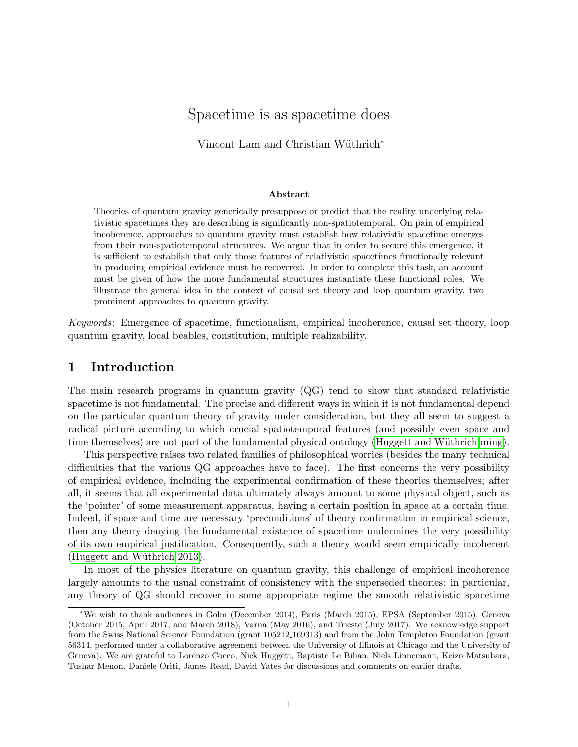# Spacetime is as spacetime does

Vincent Lam and Christian Wüthrich*

### Abstract

Theories of quantum gravity generically presuppose or predict that the reality underlying relativistic spacetimes they are describing is significantly non-spatiotemporal. On pain of empirical incoherence, approaches to quantum gravity must establish how relativistic spacetime emerges from their non-spatiotemporal structures. We argue that in order to secure this emergence, it is sufficient to establish that only those features of relativistic spacetimes functionally relevant in producing empirical evidence must be recovered. In order to complete this task, an account must be given of how the more fundamental structures instantiate these functional roles. We illustrate the general idea in the context of causal set theory and loop quantum gravity, two prominent approaches to quantum gravity.

*Keywords*: Emergence of spacetime, functionalism, empirical incoherence, causal set theory, loop quantum gravity, local beables, constitution, multiple realizability.

## 1 Introduction

The main research programs in quantum gravity (QG) tend to show that standard relativistic spacetime is not fundamental. The precise and different ways in which it is not fundamental depend on the particular quantum theory of gravity under consideration, but they all seem to suggest a radical picture according to which crucial spatiotemporal features (and possibly even space and time themselves) are not part of the fundamental physical ontology (Huggett and Wüthrich ming).

This perspective raises two related families of philosophical worries (besides the many technical difficulties that the various QG approaches have to face). The first concerns the very possibility of empirical evidence, including the experimental confirmation of these theories themselves; after all, it seems that all experimental data ultimately always amount to some physical object, such as the 'pointer' of some measurement apparatus, having a certain position in space at a certain time. Indeed, if space and time are necessary 'preconditions' of theory confirmation in empirical science, then any theory denying the fundamental existence of spacetime undermines the very possibility of its own empirical justification. Consequently, such a theory would seem empirically incoherent (Huggett and Wüthrich 2013).

In most of the physics literature on quantum gravity, this challenge of empirical incoherence largely amounts to the usual constraint of consistency with the superseded theories: in particular, any theory of QG should recover in some appropriate regime the smooth relativistic spacetime

---

*We wish to thank audiences in Golm (December 2014), Paris (March 2015), EPSA (September 2015), Geneva (October 2015, April 2017, and March 2018), Varna (May 2016), and Trieste (July 2017). We acknowledge support from the Swiss National Science Foundation (grant 105212_169313) and from the John Templeton Foundation (grant 56314, performed under a collaborative agreement between the University of Illinois at Chicago and the University of Geneva). We are grateful to Lorenzo Cocco, Nick Huggett, Baptiste Le Bihan, Niels Linnemann, Keizo Matsubara, Tushar Menon, Daniele Oriti, James Read, David Yates for discussions and comments on earlier drafts.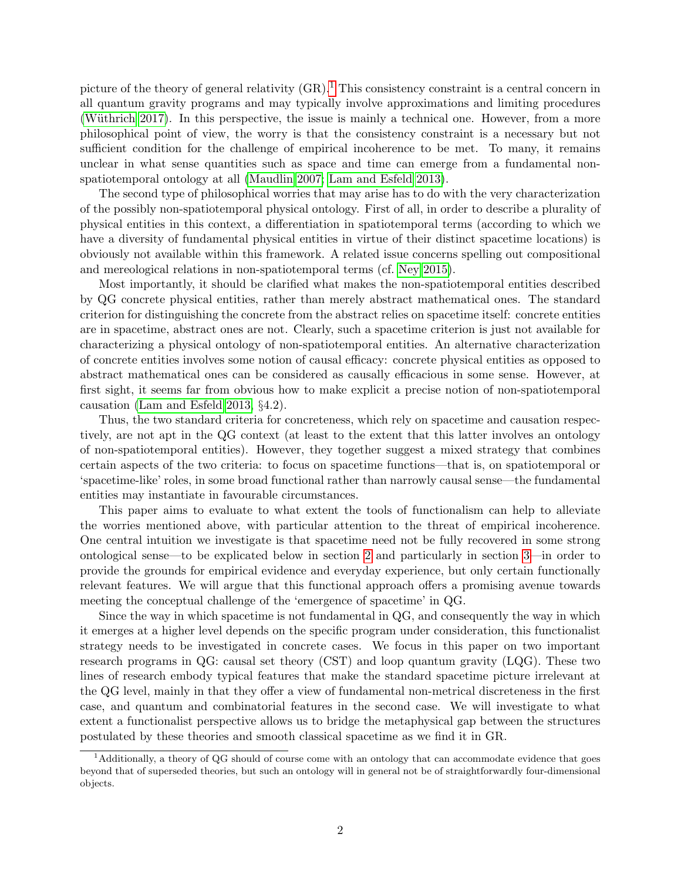picture of the theory of general relativity (GR).[1] This consistency constraint is a central concern in all quantum gravity programs and may typically involve approximations and limiting procedures (Wüthrich 2017). In this perspective, the issue is mainly a technical one. However, from a more philosophical point of view, the worry is that the consistency constraint is a necessary but not sufficient condition for the challenge of empirical incoherence to be met. To many, it remains unclear in what sense quantities such as space and time can emerge from a fundamental non-spatiotemporal ontology at all (Maudlin 2007; Lam and Esfeld 2013).

The second type of philosophical worries that may arise has to do with the very characterization of the possibly non-spatiotemporal physical ontology. First of all, in order to describe a plurality of physical entities in this context, a differentiation in spatiotemporal terms (according to which we have a diversity of fundamental physical entities in virtue of their distinct spacetime locations) is obviously not available within this framework. A related issue concerns spelling out compositional and mereological relations in non-spatiotemporal terms (cf. Ney 2015).

Most importantly, it should be clarified what makes the non-spatiotemporal entities described by QG concrete physical entities, rather than merely abstract mathematical ones. The standard criterion for distinguishing the concrete from the abstract relies on spacetime itself: concrete entities are in spacetime, abstract ones are not. Clearly, such a spacetime criterion is just not available for characterizing a physical ontology of non-spatiotemporal entities. An alternative characterization of concrete entities involves some notion of causal efficacy: concrete physical entities as opposed to abstract mathematical ones can be considered as causally efficacious in some sense. However, at first sight, it seems far from obvious how to make explicit a precise notion of non-spatiotemporal causation (Lam and Esfeld 2013, §4.2).

Thus, the two standard criteria for concreteness, which rely on spacetime and causation respectively, are not apt in the QG context (at least to the extent that this latter involves an ontology of non-spatiotemporal entities). However, they together suggest a mixed strategy that combines certain aspects of the two criteria: to focus on spacetime functions—that is, on spatiotemporal or 'spacetime-like' roles, in some broad functional rather than narrowly causal sense—the fundamental entities may instantiate in favourable circumstances.

This paper aims to evaluate to what extent the tools of functionalism can help to alleviate the worries mentioned above, with particular attention to the threat of empirical incoherence. One central intuition we investigate is that spacetime need not be fully recovered in some strong ontological sense—to be explicated below in section 2 and particularly in section 3—in order to provide the grounds for empirical evidence and everyday experience, but only certain functionally relevant features. We will argue that this functional approach offers a promising avenue towards meeting the conceptual challenge of the 'emergence of spacetime' in QG.

Since the way in which spacetime is not fundamental in QG, and consequently the way in which it emerges at a higher level depends on the specific program under consideration, this functionalist strategy needs to be investigated in concrete cases. We focus in this paper on two important research programs in QG: causal set theory (CST) and loop quantum gravity (LQG). These two lines of research embody typical features that make the standard spacetime picture irrelevant at the QG level, mainly in that they offer a view of fundamental non-metrical discreteness in the first case, and quantum and combinatorial features in the second case. We will investigate to what extent a functionalist perspective allows us to bridge the metaphysical gap between the structures postulated by these theories and smooth classical spacetime as we find it in GR.

[1] Additionally, a theory of QG should of course come with an ontology that can accommodate evidence that goes beyond that of superseded theories, but such an ontology will in general not be of straightforwardly four-dimensional objects.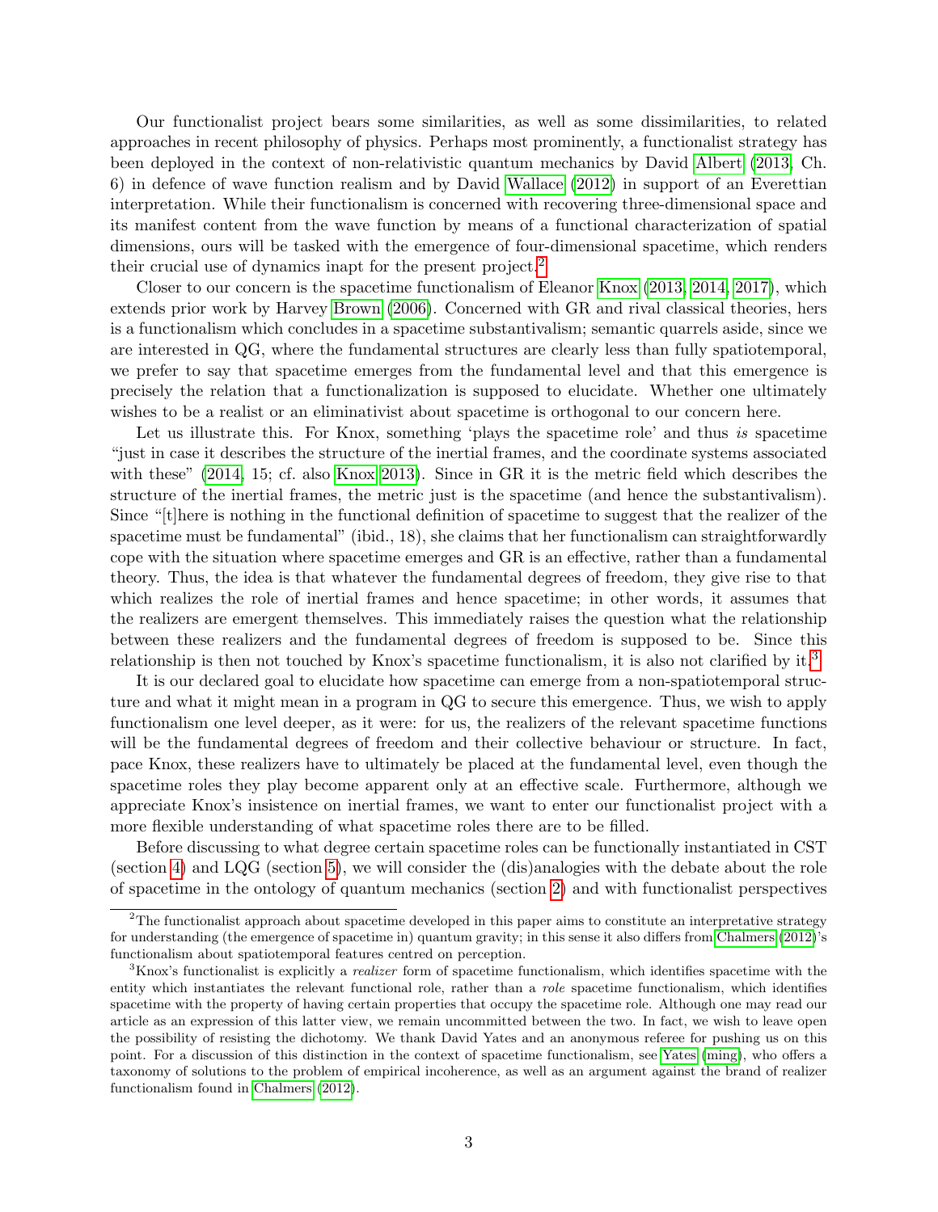Our functionalist project bears some similarities, as well as some dissimilarities, to related approaches in recent philosophy of physics. Perhaps most prominently, a functionalist strategy has been deployed in the context of non-relativistic quantum mechanics by David Albert (2013, Ch. 6) in defence of wave function realism and by David Wallace (2012) in support of an Everettian interpretation. While their functionalism is concerned with recovering three-dimensional space and its manifest content from the wave function by means of a functional characterization of spatial dimensions, ours will be tasked with the emergence of four-dimensional spacetime, which renders their crucial use of dynamics inapt for the present project.[2]

Closer to our concern is the spacetime functionalism of Eleanor Knox (2013, 2014, 2017), which extends prior work by Harvey Brown (2006). Concerned with GR and rival classical theories, hers is a functionalism which concludes in a spacetime substantivalism; semantic quarrels aside, since we are interested in QG, where the fundamental structures are clearly less than fully spatiotemporal, we prefer to say that spacetime emerges from the fundamental level and that this emergence is precisely the relation that a functionalization is supposed to elucidate. Whether one ultimately wishes to be a realist or an eliminativist about spacetime is orthogonal to our concern here.

Let us illustrate this. For Knox, something 'plays the spacetime role' and thus *is* spacetime "just in case it describes the structure of the inertial frames, and the coordinate systems associated with these" (2014, 15; cf. also Knox 2013). Since in GR it is the metric field which describes the structure of the inertial frames, the metric just is the spacetime (and hence the substantivalism). Since "[t]here is nothing in the functional definition of spacetime to suggest that the realizer of the spacetime must be fundamental" (ibid., 18), she claims that her functionalism can straightforwardly cope with the situation where spacetime emerges and GR is an effective, rather than a fundamental theory. Thus, the idea is that whatever the fundamental degrees of freedom, they give rise to that which realizes the role of inertial frames and hence spacetime; in other words, it assumes that the realizers are emergent themselves. This immediately raises the question what the relationship between these realizers and the fundamental degrees of freedom is supposed to be. Since this relationship is then not touched by Knox's spacetime functionalism, it is also not clarified by it.[3]

It is our declared goal to elucidate how spacetime can emerge from a non-spatiotemporal structure and what it might mean in a program in QG to secure this emergence. Thus, we wish to apply functionalism one level deeper, as it were: for us, the realizers of the relevant spacetime functions will be the fundamental degrees of freedom and their collective behaviour or structure. In fact, pace Knox, these realizers have to ultimately be placed at the fundamental level, even though the spacetime roles they play become apparent only at an effective scale. Furthermore, although we appreciate Knox's insistence on inertial frames, we want to enter our functionalist project with a more flexible understanding of what spacetime roles there are to be filled.

Before discussing to what degree certain spacetime roles can be functionally instantiated in CST (section 4) and LQG (section 5), we will consider the (dis)analogies with the debate about the role of spacetime in the ontology of quantum mechanics (section 2) and with functionalist perspectives

[2] The functionalist approach about spacetime developed in this paper aims to constitute an interpretative strategy for understanding (the emergence of spacetime in) quantum gravity; in this sense it also differs from Chalmers (2012)'s functionalism about spatiotemporal features centred on perception.

[3] Knox's functionalist is explicitly a *realizer* form of spacetime functionalism, which identifies spacetime with the entity which instantiates the relevant functional role, rather than a *role* spacetime functionalism, which identifies spacetime with the property of having certain properties that occupy the spacetime role. Although one may read our article as an expression of this latter view, we remain uncommitted between the two. In fact, we wish to leave open the possibility of resisting the dichotomy. We thank David Yates and an anonymous referee for pushing us on this point. For a discussion of this distinction in the context of spacetime functionalism, see Yates (ming), who offers a taxonomy of solutions to the problem of empirical incoherence, as well as an argument against the brand of realizer functionalism found in Chalmers (2012).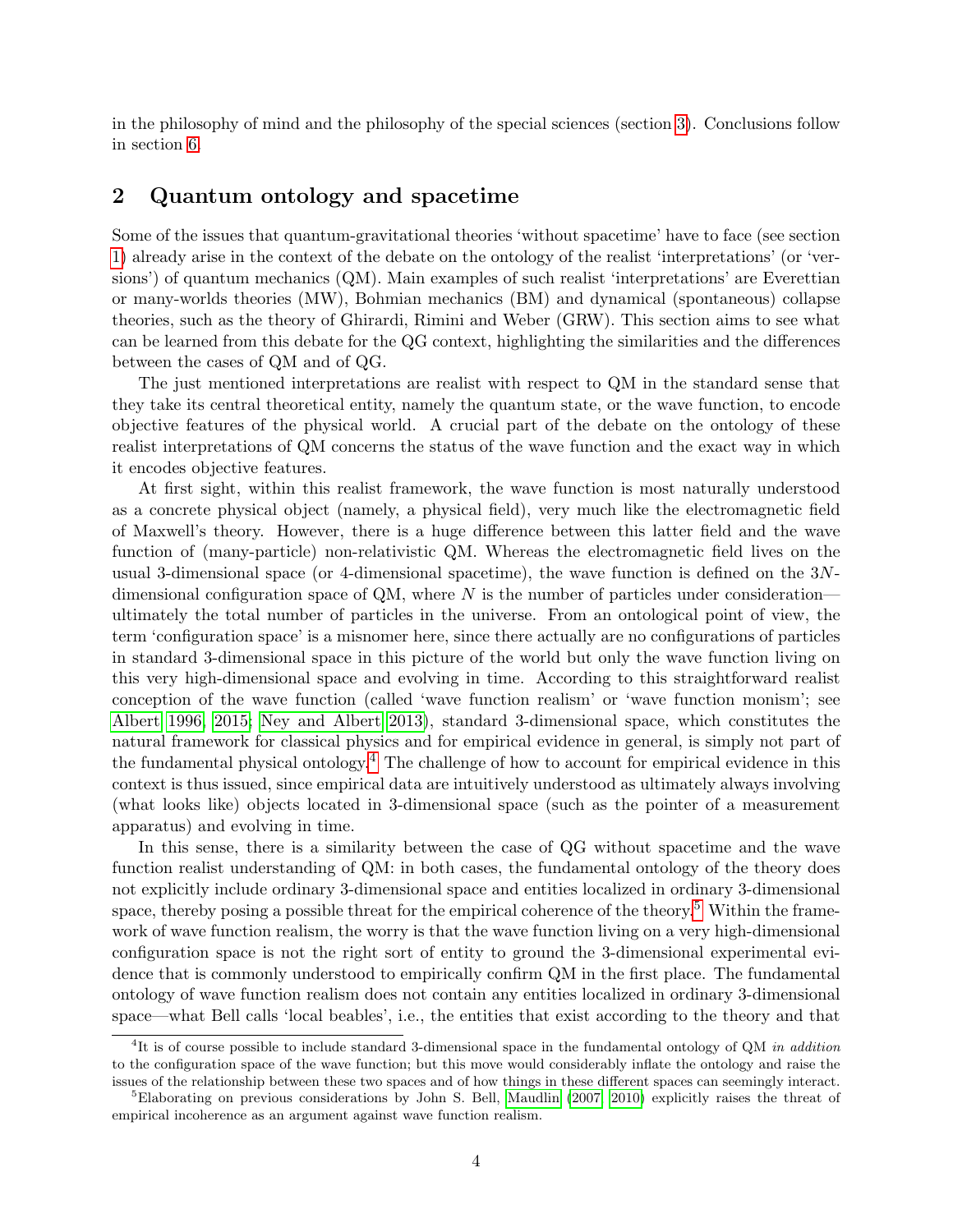in the philosophy of mind and the philosophy of the special sciences (section 3). Conclusions follow in section 6.

## 2 Quantum ontology and spacetime

Some of the issues that quantum-gravitational theories 'without spacetime' have to face (see section 1) already arise in the context of the debate on the ontology of the realist 'interpretations' (or 'versions') of quantum mechanics (QM). Main examples of such realist 'interpretations' are Everettian or many-worlds theories (MW), Bohmian mechanics (BM) and dynamical (spontaneous) collapse theories, such as the theory of Ghirardi, Rimini and Weber (GRW). This section aims to see what can be learned from this debate for the QG context, highlighting the similarities and the differences between the cases of QM and of QG.

The just mentioned interpretations are realist with respect to QM in the standard sense that they take its central theoretical entity, namely the quantum state, or the wave function, to encode objective features of the physical world. A crucial part of the debate on the ontology of these realist interpretations of QM concerns the status of the wave function and the exact way in which it encodes objective features.

At first sight, within this realist framework, the wave function is most naturally understood as a concrete physical object (namely, a physical field), very much like the electromagnetic field of Maxwell's theory. However, there is a huge difference between this latter field and the wave function of (many-particle) non-relativistic QM. Whereas the electromagnetic field lives on the usual 3-dimensional space (or 4-dimensional spacetime), the wave function is defined on the $3N$-dimensional configuration space of QM, where $N$ is the number of particles under consideration—ultimately the total number of particles in the universe. From an ontological point of view, the term 'configuration space' is a misnomer here, since there actually are no configurations of particles in standard 3-dimensional space in this picture of the world but only the wave function living on this very high-dimensional space and evolving in time. According to this straightforward realist conception of the wave function (called 'wave function realism' or 'wave function monism'; see Albert 1996, 2015; Ney and Albert 2013), standard 3-dimensional space, which constitutes the natural framework for classical physics and for empirical evidence in general, is simply not part of the fundamental physical ontology.[4] The challenge of how to account for empirical evidence in this context is thus issued, since empirical data are intuitively understood as ultimately always involving (what looks like) objects located in 3-dimensional space (such as the pointer of a measurement apparatus) and evolving in time.

In this sense, there is a similarity between the case of QG without spacetime and the wave function realist understanding of QM: in both cases, the fundamental ontology of the theory does not explicitly include ordinary 3-dimensional space and entities localized in ordinary 3-dimensional space, thereby posing a possible threat for the empirical coherence of the theory.[5] Within the framework of wave function realism, the worry is that the wave function living on a very high-dimensional configuration space is not the right sort of entity to ground the 3-dimensional experimental evidence that is commonly understood to empirically confirm QM in the first place. The fundamental ontology of wave function realism does not contain any entities localized in ordinary 3-dimensional space—what Bell calls 'local beables', i.e., the entities that exist according to the theory and that

[4] It is of course possible to include standard 3-dimensional space in the fundamental ontology of QM *in addition* to the configuration space of the wave function; but this move would considerably inflate the ontology and raise the issues of the relationship between these two spaces and of how things in these different spaces can seemingly interact.

[5] Elaborating on previous considerations by John S. Bell, Maudlin (2007, 2010) explicitly raises the threat of empirical incoherence as an argument against wave function realism.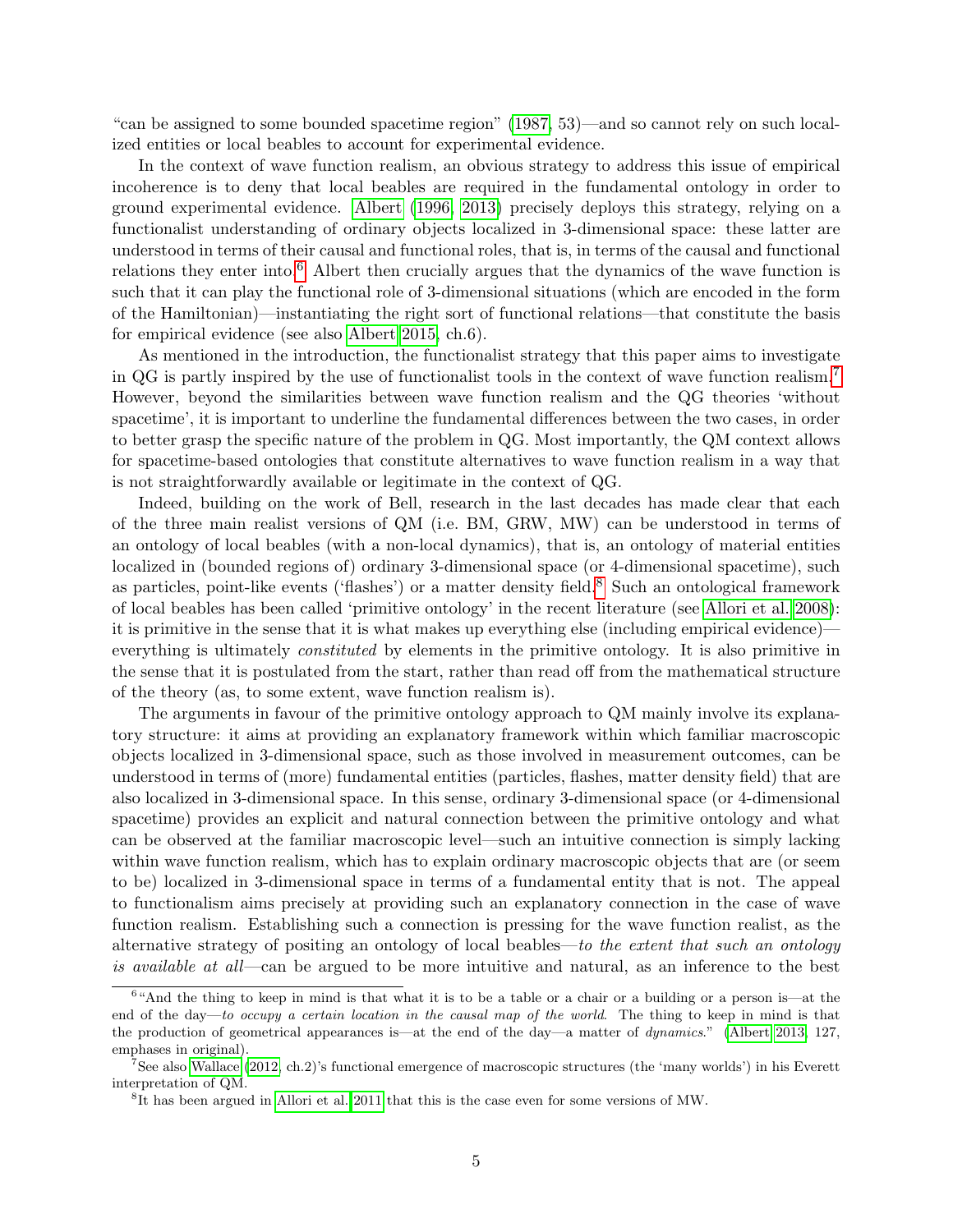"can be assigned to some bounded spacetime region" (1987, 53)—and so cannot rely on such localized entities or local beables to account for experimental evidence.

In the context of wave function realism, an obvious strategy to address this issue of empirical incoherence is to deny that local beables are required in the fundamental ontology in order to ground experimental evidence. Albert (1996, 2013) precisely deploys this strategy, relying on a functionalist understanding of ordinary objects localized in 3-dimensional space: these latter are understood in terms of their causal and functional roles, that is, in terms of the causal and functional relations they enter into.[6] Albert then crucially argues that the dynamics of the wave function is such that it can play the functional role of 3-dimensional situations (which are encoded in the form of the Hamiltonian)—instantiating the right sort of functional relations—that constitute the basis for empirical evidence (see also Albert 2015, ch.6).

As mentioned in the introduction, the functionalist strategy that this paper aims to investigate in QG is partly inspired by the use of functionalist tools in the context of wave function realism.[7] However, beyond the similarities between wave function realism and the QG theories 'without spacetime', it is important to underline the fundamental differences between the two cases, in order to better grasp the specific nature of the problem in QG. Most importantly, the QM context allows for spacetime-based ontologies that constitute alternatives to wave function realism in a way that is not straightforwardly available or legitimate in the context of QG.

Indeed, building on the work of Bell, research in the last decades has made clear that each of the three main realist versions of QM (i.e. BM, GRW, MW) can be understood in terms of an ontology of local beables (with a non-local dynamics), that is, an ontology of material entities localized in (bounded regions of) ordinary 3-dimensional space (or 4-dimensional spacetime), such as particles, point-like events ('flashes') or a matter density field.[8] Such an ontological framework of local beables has been called 'primitive ontology' in the recent literature (see Allori et al. 2008): it is primitive in the sense that it is what makes up everything else (including empirical evidence)—everything is ultimately *constituted* by elements in the primitive ontology. It is also primitive in the sense that it is postulated from the start, rather than read off from the mathematical structure of the theory (as, to some extent, wave function realism is).

The arguments in favour of the primitive ontology approach to QM mainly involve its explanatory structure: it aims at providing an explanatory framework within which familiar macroscopic objects localized in 3-dimensional space, such as those involved in measurement outcomes, can be understood in terms of (more) fundamental entities (particles, flashes, matter density field) that are also localized in 3-dimensional space. In this sense, ordinary 3-dimensional space (or 4-dimensional spacetime) provides an explicit and natural connection between the primitive ontology and what can be observed at the familiar macroscopic level—such an intuitive connection is simply lacking within wave function realism, which has to explain ordinary macroscopic objects that are (or seem to be) localized in 3-dimensional space in terms of a fundamental entity that is not. The appeal to functionalism aims precisely at providing such an explanatory connection in the case of wave function realism. Establishing such a connection is pressing for the wave function realist, as the alternative strategy of positing an ontology of local beables—*to the extent that such an ontology is available at all*—can be argued to be more intuitive and natural, as an inference to the best

[6] "And the thing to keep in mind is that what it is to be a table or a chair or a building or a person is—at the end of the day—*to occupy a certain location in the causal map of the world*. The thing to keep in mind is that the production of geometrical appearances is—at the end of the day—a matter of *dynamics*." (Albert 2013, 127, emphases in original).

[7] See also Wallace (2012, ch.2)'s functional emergence of macroscopic structures (the 'many worlds') in his Everett interpretation of QM.

[8] It has been argued in Allori et al. 2011 that this is the case even for some versions of MW.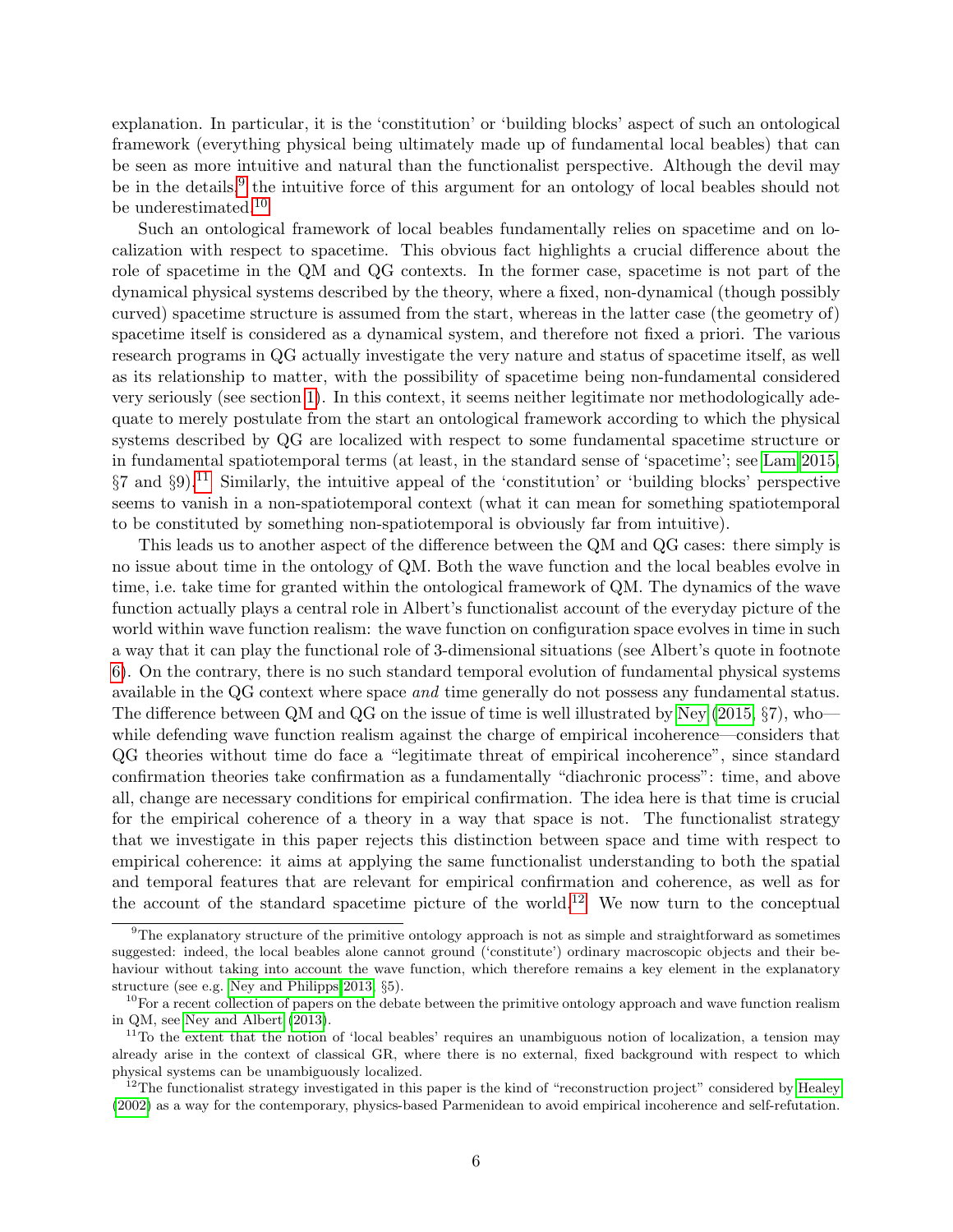explanation. In particular, it is the 'constitution' or 'building blocks' aspect of such an ontological framework (everything physical being ultimately made up of fundamental local beables) that can be seen as more intuitive and natural than the functionalist perspective. Although the devil may be in the details,[9] the intuitive force of this argument for an ontology of local beables should not be underestimated.[10]

Such an ontological framework of local beables fundamentally relies on spacetime and on localization with respect to spacetime. This obvious fact highlights a crucial difference about the role of spacetime in the QM and QG contexts. In the former case, spacetime is not part of the dynamical physical systems described by the theory, where a fixed, non-dynamical (though possibly curved) spacetime structure is assumed from the start, whereas in the latter case (the geometry of) spacetime itself is considered as a dynamical system, and therefore not fixed a priori. The various research programs in QG actually investigate the very nature and status of spacetime itself, as well as its relationship to matter, with the possibility of spacetime being non-fundamental considered very seriously (see section 1). In this context, it seems neither legitimate nor methodologically adequate to merely postulate from the start an ontological framework according to which the physical systems described by QG are localized with respect to some fundamental spacetime structure or in fundamental spatiotemporal terms (at least, in the standard sense of 'spacetime'; see Lam 2015, §7 and §9).[11] Similarly, the intuitive appeal of the 'constitution' or 'building blocks' perspective seems to vanish in a non-spatiotemporal context (what it can mean for something spatiotemporal to be constituted by something non-spatiotemporal is obviously far from intuitive).

This leads us to another aspect of the difference between the QM and QG cases: there simply is no issue about time in the ontology of QM. Both the wave function and the local beables evolve in time, i.e. take time for granted within the ontological framework of QM. The dynamics of the wave function actually plays a central role in Albert's functionalist account of the everyday picture of the world within wave function realism: the wave function on configuration space evolves in time in such a way that it can play the functional role of 3-dimensional situations (see Albert's quote in footnote 6). On the contrary, there is no such standard temporal evolution of fundamental physical systems available in the QG context where space *and* time generally do not possess any fundamental status. The difference between QM and QG on the issue of time is well illustrated by Ney (2015, §7), who—while defending wave function realism against the charge of empirical incoherence—considers that QG theories without time do face a "legitimate threat of empirical incoherence", since standard confirmation theories take confirmation as a fundamentally "diachronic process": time, and above all, change are necessary conditions for empirical confirmation. The idea here is that time is crucial for the empirical coherence of a theory in a way that space is not. The functionalist strategy that we investigate in this paper rejects this distinction between space and time with respect to empirical coherence: it aims at applying the same functionalist understanding to both the spatial and temporal features that are relevant for empirical confirmation and coherence, as well as for the account of the standard spacetime picture of the world.[12] We now turn to the conceptual

---

[9] The explanatory structure of the primitive ontology approach is not as simple and straightforward as sometimes suggested: indeed, the local beables alone cannot ground ('constitute') ordinary macroscopic objects and their behaviour without taking into account the wave function, which therefore remains a key element in the explanatory structure (see e.g. Ney and Philipps 2013, §5).

[10] For a recent collection of papers on the debate between the primitive ontology approach and wave function realism in QM, see Ney and Albert (2013).

[11] To the extent that the notion of 'local beables' requires an unambiguous notion of localization, a tension may already arise in the context of classical GR, where there is no external, fixed background with respect to which physical systems can be unambiguously localized.

[12] The functionalist strategy investigated in this paper is the kind of "reconstruction project" considered by Healey (2002) as a way for the contemporary, physics-based Parmenidean to avoid empirical incoherence and self-refutation.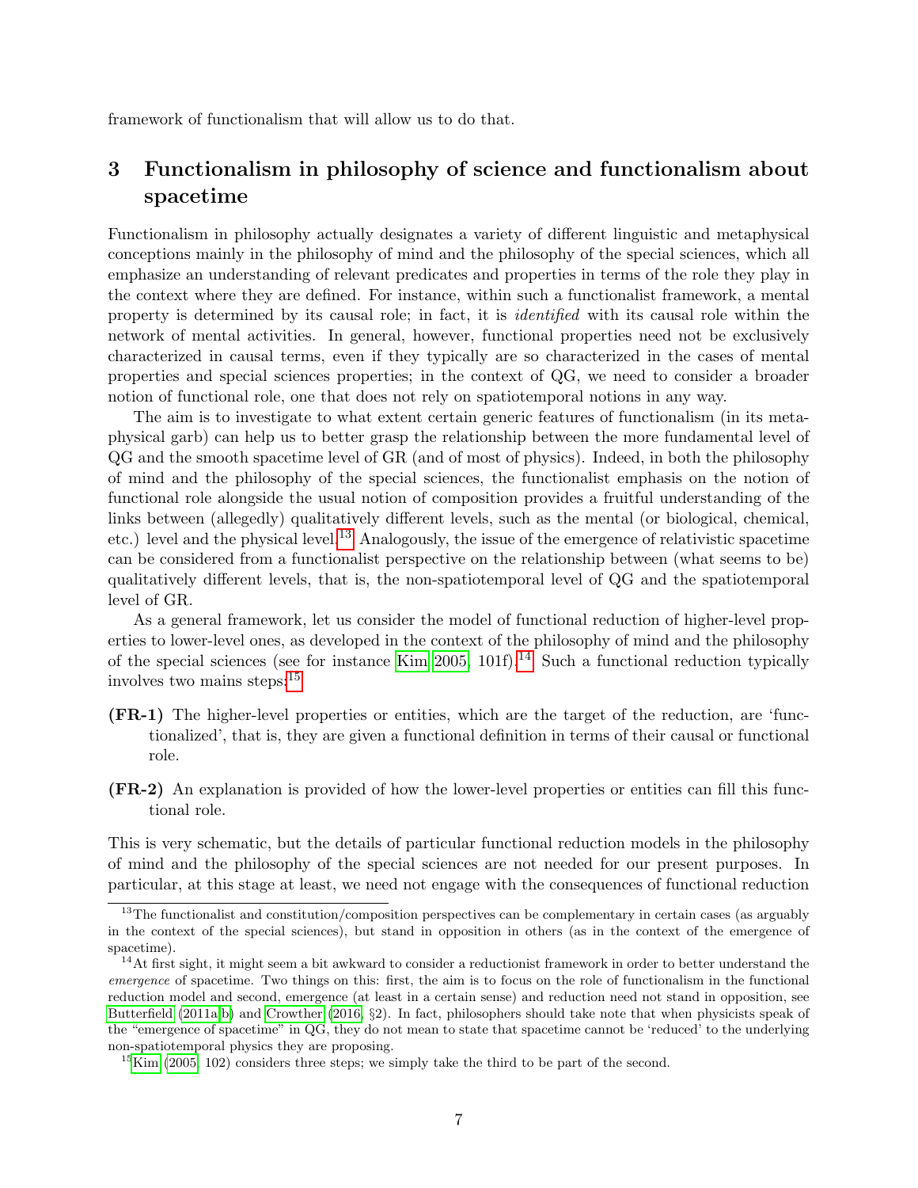framework of functionalism that will allow us to do that.

## 3 Functionalism in philosophy of science and functionalism about spacetime

Functionalism in philosophy actually designates a variety of different linguistic and metaphysical conceptions mainly in the philosophy of mind and the philosophy of the special sciences, which all emphasize an understanding of relevant predicates and properties in terms of the role they play in the context where they are defined. For instance, within such a functionalist framework, a mental property is determined by its causal role; in fact, it is *identified* with its causal role within the network of mental activities. In general, however, functional properties need not be exclusively characterized in causal terms, even if they typically are so characterized in the cases of mental properties and special sciences properties; in the context of QG, we need to consider a broader notion of functional role, one that does not rely on spatiotemporal notions in any way.

The aim is to investigate to what extent certain generic features of functionalism (in its metaphysical garb) can help us to better grasp the relationship between the more fundamental level of QG and the smooth spacetime level of GR (and of most of physics). Indeed, in both the philosophy of mind and the philosophy of the special sciences, the functionalist emphasis on the notion of functional role alongside the usual notion of composition provides a fruitful understanding of the links between (allegedly) qualitatively different levels, such as the mental (or biological, chemical, etc.) level and the physical level.[13] Analogously, the issue of the emergence of relativistic spacetime can be considered from a functionalist perspective on the relationship between (what seems to be) qualitatively different levels, that is, the non-spatiotemporal level of QG and the spatiotemporal level of GR.

As a general framework, let us consider the model of functional reduction of higher-level properties to lower-level ones, as developed in the context of the philosophy of mind and the philosophy of the special sciences (see for instance Kim 2005, 101f).[14] Such a functional reduction typically involves two mains steps:[15]

**(FR-1)** The higher-level properties or entities, which are the target of the reduction, are 'functionalized', that is, they are given a functional definition in terms of their causal or functional role.

**(FR-2)** An explanation is provided of how the lower-level properties or entities can fill this functional role.

This is very schematic, but the details of particular functional reduction models in the philosophy of mind and the philosophy of the special sciences are not needed for our present purposes. In particular, at this stage at least, we need not engage with the consequences of functional reduction

---

[13] The functionalist and constitution/composition perspectives can be complementary in certain cases (as arguably in the context of the special sciences), but stand in opposition in others (as in the context of the emergence of spacetime).

[14] At first sight, it might seem a bit awkward to consider a reductionist framework in order to better understand the *emergence* of spacetime. Two things on this: first, the aim is to focus on the role of functionalism in the functional reduction model and second, emergence (at least in a certain sense) and reduction need not stand in opposition, see Butterfield (2011a,b) and Crowther (2016, §2). In fact, philosophers should take note that when physicists speak of the "emergence of spacetime" in QG, they do not mean to state that spacetime cannot be 'reduced' to the underlying non-spatiotemporal physics they are proposing.

[15] Kim (2005, 102) considers three steps; we simply take the third to be part of the second.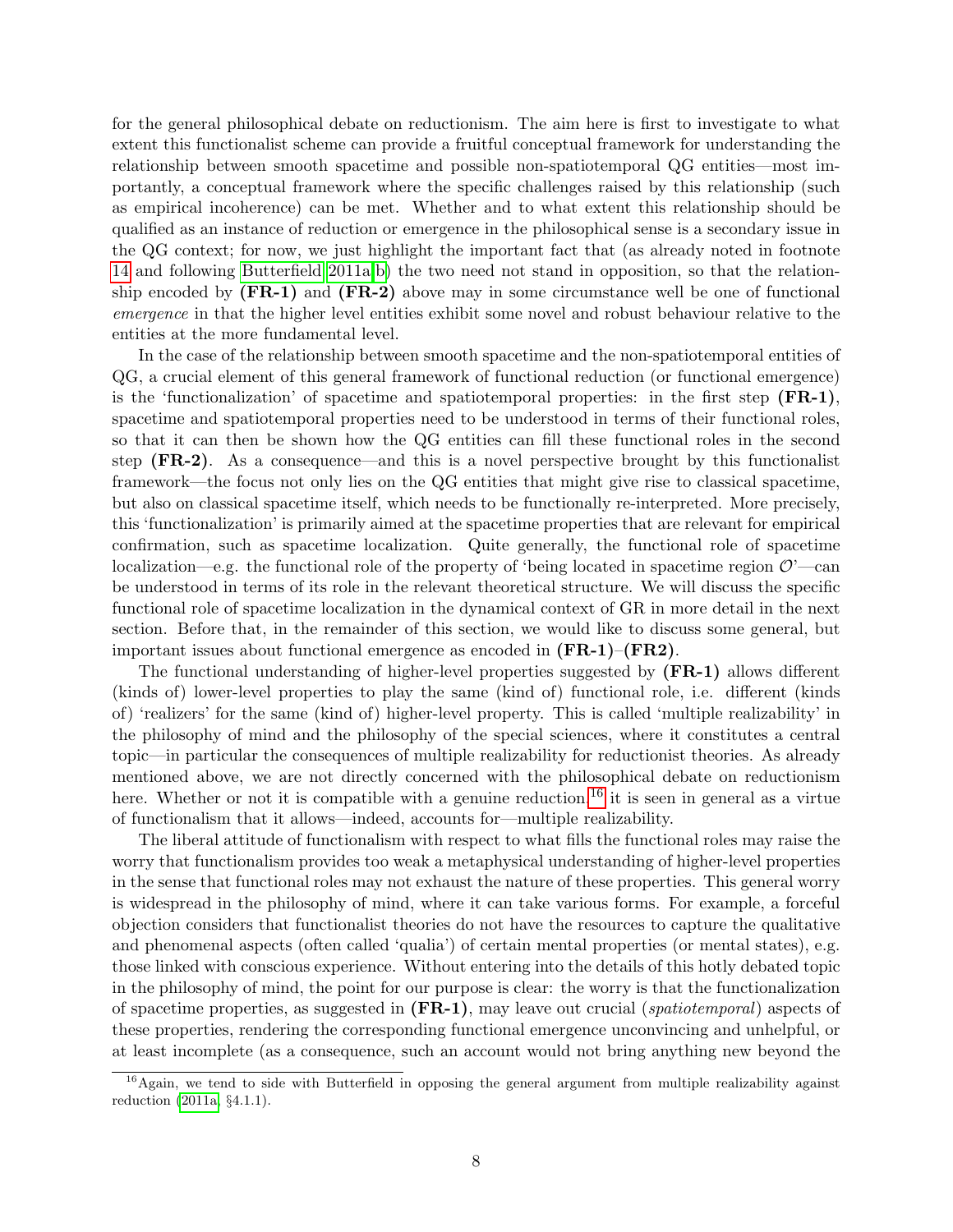for the general philosophical debate on reductionism. The aim here is first to investigate to what extent this functionalist scheme can provide a fruitful conceptual framework for understanding the relationship between smooth spacetime and possible non-spatiotemporal QG entities—most importantly, a conceptual framework where the specific challenges raised by this relationship (such as empirical incoherence) can be met. Whether and to what extent this relationship should be qualified as an instance of reduction or emergence in the philosophical sense is a secondary issue in the QG context; for now, we just highlight the important fact that (as already noted in footnote 14 and following Butterfield 2011a,b) the two need not stand in opposition, so that the relationship encoded by **(FR-1)** and **(FR-2)** above may in some circumstance well be one of functional *emergence* in that the higher level entities exhibit some novel and robust behaviour relative to the entities at the more fundamental level.

In the case of the relationship between smooth spacetime and the non-spatiotemporal entities of QG, a crucial element of this general framework of functional reduction (or functional emergence) is the 'functionalization' of spacetime and spatiotemporal properties: in the first step **(FR-1)**, spacetime and spatiotemporal properties need to be understood in terms of their functional roles, so that it can then be shown how the QG entities can fill these functional roles in the second step **(FR-2)**. As a consequence—and this is a novel perspective brought by this functionalist framework—the focus not only lies on the QG entities that might give rise to classical spacetime, but also on classical spacetime itself, which needs to be functionally re-interpreted. More precisely, this 'functionalization' is primarily aimed at the spacetime properties that are relevant for empirical confirmation, such as spacetime localization. Quite generally, the functional role of spacetime localization—e.g. the functional role of the property of 'being located in spacetime region $\mathcal{O}$'—can be understood in terms of its role in the relevant theoretical structure. We will discuss the specific functional role of spacetime localization in the dynamical context of GR in more detail in the next section. Before that, in the remainder of this section, we would like to discuss some general, but important issues about functional emergence as encoded in **(FR-1)**–**(FR2)**.

The functional understanding of higher-level properties suggested by **(FR-1)** allows different (kinds of) lower-level properties to play the same (kind of) functional role, i.e. different (kinds of) 'realizers' for the same (kind of) higher-level property. This is called 'multiple realizability' in the philosophy of mind and the philosophy of the special sciences, where it constitutes a central topic—in particular the consequences of multiple realizability for reductionist theories. As already mentioned above, we are not directly concerned with the philosophical debate on reductionism here. Whether or not it is compatible with a genuine reduction,[16] it is seen in general as a virtue of functionalism that it allows—indeed, accounts for—multiple realizability.

The liberal attitude of functionalism with respect to what fills the functional roles may raise the worry that functionalism provides too weak a metaphysical understanding of higher-level properties in the sense that functional roles may not exhaust the nature of these properties. This general worry is widespread in the philosophy of mind, where it can take various forms. For example, a forceful objection considers that functionalist theories do not have the resources to capture the qualitative and phenomenal aspects (often called 'qualia') of certain mental properties (or mental states), e.g. those linked with conscious experience. Without entering into the details of this hotly debated topic in the philosophy of mind, the point for our purpose is clear: the worry is that the functionalization of spacetime properties, as suggested in **(FR-1)**, may leave out crucial (*spatiotemporal*) aspects of these properties, rendering the corresponding functional emergence unconvincing and unhelpful, or at least incomplete (as a consequence, such an account would not bring anything new beyond the

[16]Again, we tend to side with Butterfield in opposing the general argument from multiple realizability against reduction (2011a, §4.1.1).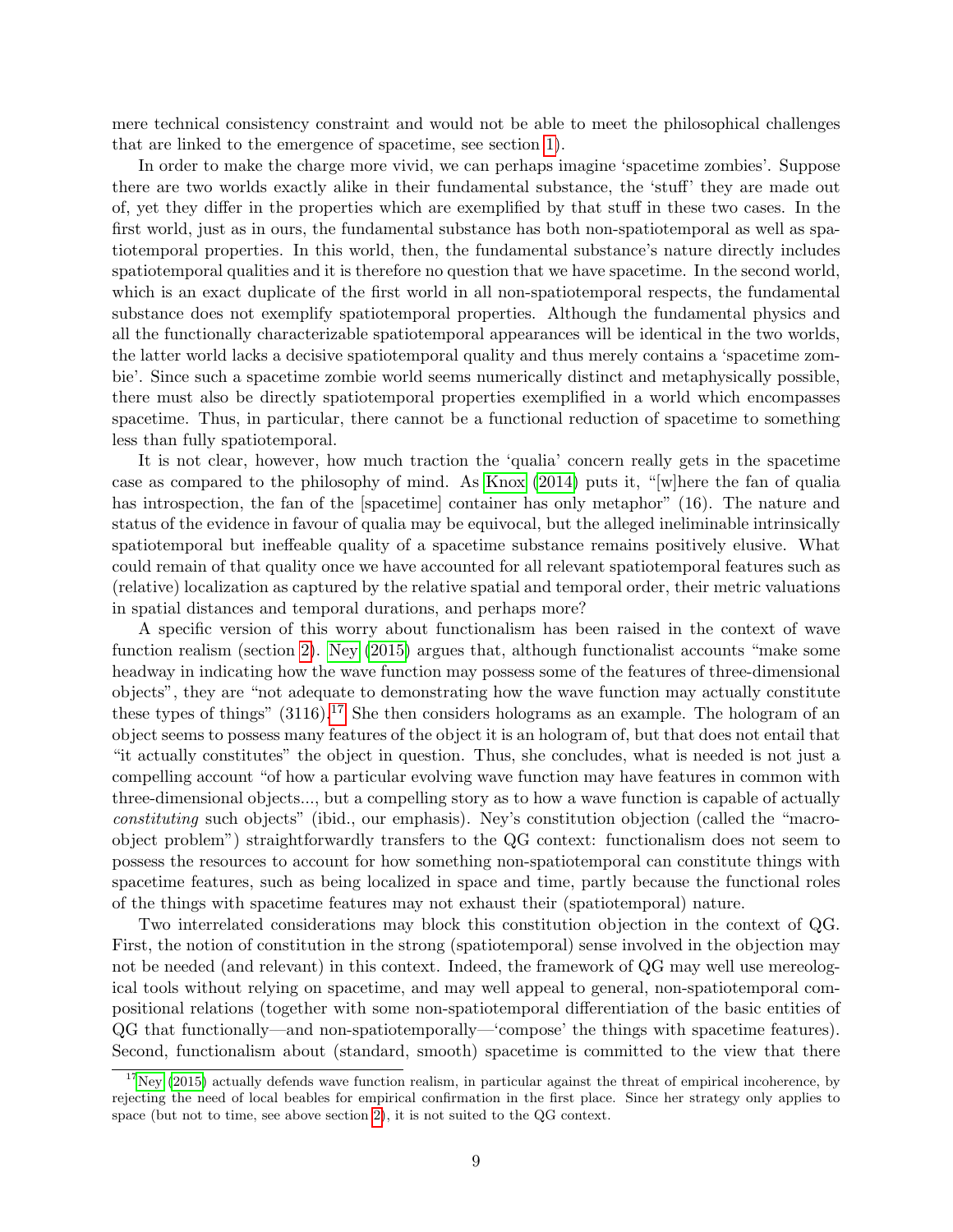mere technical consistency constraint and would not be able to meet the philosophical challenges that are linked to the emergence of spacetime, see section 1).

In order to make the charge more vivid, we can perhaps imagine 'spacetime zombies'. Suppose there are two worlds exactly alike in their fundamental substance, the 'stuff' they are made out of, yet they differ in the properties which are exemplified by that stuff in these two cases. In the first world, just as in ours, the fundamental substance has both non-spatiotemporal as well as spatiotemporal properties. In this world, then, the fundamental substance's nature directly includes spatiotemporal qualities and it is therefore no question that we have spacetime. In the second world, which is an exact duplicate of the first world in all non-spatiotemporal respects, the fundamental substance does not exemplify spatiotemporal properties. Although the fundamental physics and all the functionally characterizable spatiotemporal appearances will be identical in the two worlds, the latter world lacks a decisive spatiotemporal quality and thus merely contains a 'spacetime zombie'. Since such a spacetime zombie world seems numerically distinct and metaphysically possible, there must also be directly spatiotemporal properties exemplified in a world which encompasses spacetime. Thus, in particular, there cannot be a functional reduction of spacetime to something less than fully spatiotemporal.

It is not clear, however, how much traction the 'qualia' concern really gets in the spacetime case as compared to the philosophy of mind. As Knox (2014) puts it, "[w]here the fan of qualia has introspection, the fan of the [spacetime] container has only metaphor" (16). The nature and status of the evidence in favour of qualia may be equivocal, but the alleged ineliminable intrinsically spatiotemporal but ineffeable quality of a spacetime substance remains positively elusive. What could remain of that quality once we have accounted for all relevant spatiotemporal features such as (relative) localization as captured by the relative spatial and temporal order, their metric valuations in spatial distances and temporal durations, and perhaps more?

A specific version of this worry about functionalism has been raised in the context of wave function realism (section 2). Ney (2015) argues that, although functionalist accounts "make some headway in indicating how the wave function may possess some of the features of three-dimensional objects", they are "not adequate to demonstrating how the wave function may actually constitute these types of things" (3116).[17] She then considers holograms as an example. The hologram of an object seems to possess many features of the object it is an hologram of, but that does not entail that "it actually constitutes" the object in question. Thus, she concludes, what is needed is not just a compelling account "of how a particular evolving wave function may have features in common with three-dimensional objects..., but a compelling story as to how a wave function is capable of actually *constituting* such objects" (ibid., our emphasis). Ney's constitution objection (called the "macro-object problem") straightforwardly transfers to the QG context: functionalism does not seem to possess the resources to account for how something non-spatiotemporal can constitute things with spacetime features, such as being localized in space and time, partly because the functional roles of the things with spacetime features may not exhaust their (spatiotemporal) nature.

Two interrelated considerations may block this constitution objection in the context of QG. First, the notion of constitution in the strong (spatiotemporal) sense involved in the objection may not be needed (and relevant) in this context. Indeed, the framework of QG may well use mereological tools without relying on spacetime, and may well appeal to general, non-spatiotemporal compositional relations (together with some non-spatiotemporal differentiation of the basic entities of QG that functionally—and non-spatiotemporally—'compose' the things with spacetime features). Second, functionalism about (standard, smooth) spacetime is committed to the view that there

[17] Ney (2015) actually defends wave function realism, in particular against the threat of empirical incoherence, by rejecting the need of local beables for empirical confirmation in the first place. Since her strategy only applies to space (but not to time, see above section 2), it is not suited to the QG context.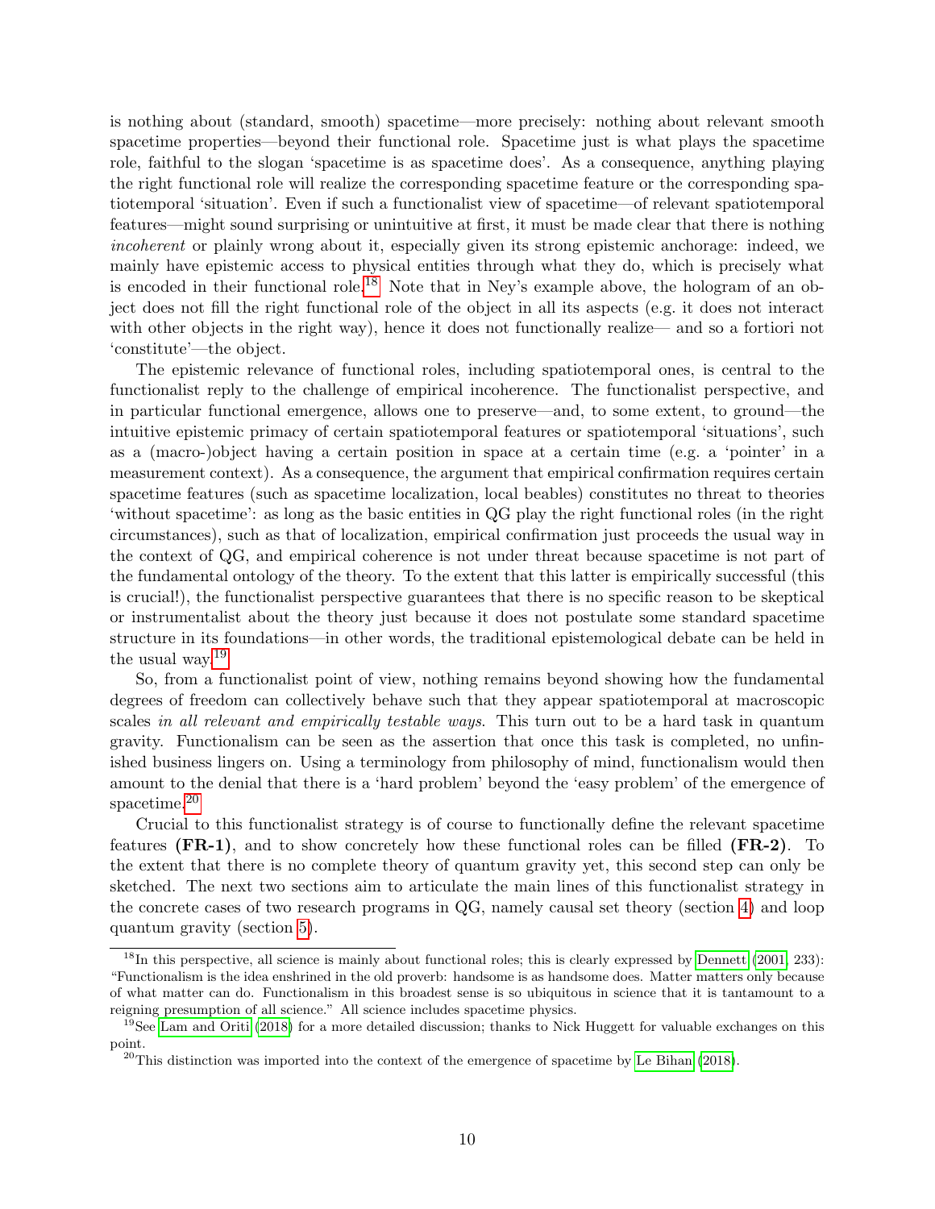is nothing about (standard, smooth) spacetime—more precisely: nothing about relevant smooth spacetime properties—beyond their functional role. Spacetime just is what plays the spacetime role, faithful to the slogan 'spacetime is as spacetime does'. As a consequence, anything playing the right functional role will realize the corresponding spacetime feature or the corresponding spatiotemporal 'situation'. Even if such a functionalist view of spacetime—of relevant spatiotemporal features—might sound surprising or unintuitive at first, it must be made clear that there is nothing *incoherent* or plainly wrong about it, especially given its strong epistemic anchorage: indeed, we mainly have epistemic access to physical entities through what they do, which is precisely what is encoded in their functional role.[18] Note that in Ney's example above, the hologram of an object does not fill the right functional role of the object in all its aspects (e.g. it does not interact with other objects in the right way), hence it does not functionally realize— and so a fortiori not 'constitute'—the object.

The epistemic relevance of functional roles, including spatiotemporal ones, is central to the functionalist reply to the challenge of empirical incoherence. The functionalist perspective, and in particular functional emergence, allows one to preserve—and, to some extent, to ground—the intuitive epistemic primacy of certain spatiotemporal features or spatiotemporal 'situations', such as a (macro-)object having a certain position in space at a certain time (e.g. a 'pointer' in a measurement context). As a consequence, the argument that empirical confirmation requires certain spacetime features (such as spacetime localization, local beables) constitutes no threat to theories 'without spacetime': as long as the basic entities in QG play the right functional roles (in the right circumstances), such as that of localization, empirical confirmation just proceeds the usual way in the context of QG, and empirical coherence is not under threat because spacetime is not part of the fundamental ontology of the theory. To the extent that this latter is empirically successful (this is crucial!), the functionalist perspective guarantees that there is no specific reason to be skeptical or instrumentalist about the theory just because it does not postulate some standard spacetime structure in its foundations—in other words, the traditional epistemological debate can be held in the usual way.[19]

So, from a functionalist point of view, nothing remains beyond showing how the fundamental degrees of freedom can collectively behave such that they appear spatiotemporal at macroscopic scales *in all relevant and empirically testable ways*. This turn out to be a hard task in quantum gravity. Functionalism can be seen as the assertion that once this task is completed, no unfinished business lingers on. Using a terminology from philosophy of mind, functionalism would then amount to the denial that there is a 'hard problem' beyond the 'easy problem' of the emergence of spacetime.[20]

Crucial to this functionalist strategy is of course to functionally define the relevant spacetime features **(FR-1)**, and to show concretely how these functional roles can be filled **(FR-2)**. To the extent that there is no complete theory of quantum gravity yet, this second step can only be sketched. The next two sections aim to articulate the main lines of this functionalist strategy in the concrete cases of two research programs in QG, namely causal set theory (section 4) and loop quantum gravity (section 5).

---

[18] In this perspective, all science is mainly about functional roles; this is clearly expressed by Dennett (2001, 233): "Functionalism is the idea enshrined in the old proverb: handsome is as handsome does. Matter matters only because of what matter can do. Functionalism in this broadest sense is so ubiquitous in science that it is tantamount to a reigning presumption of all science." All science includes spacetime physics.

[19] See Lam and Oriti (2018) for a more detailed discussion; thanks to Nick Huggett for valuable exchanges on this point.

[20] This distinction was imported into the context of the emergence of spacetime by Le Bihan (2018).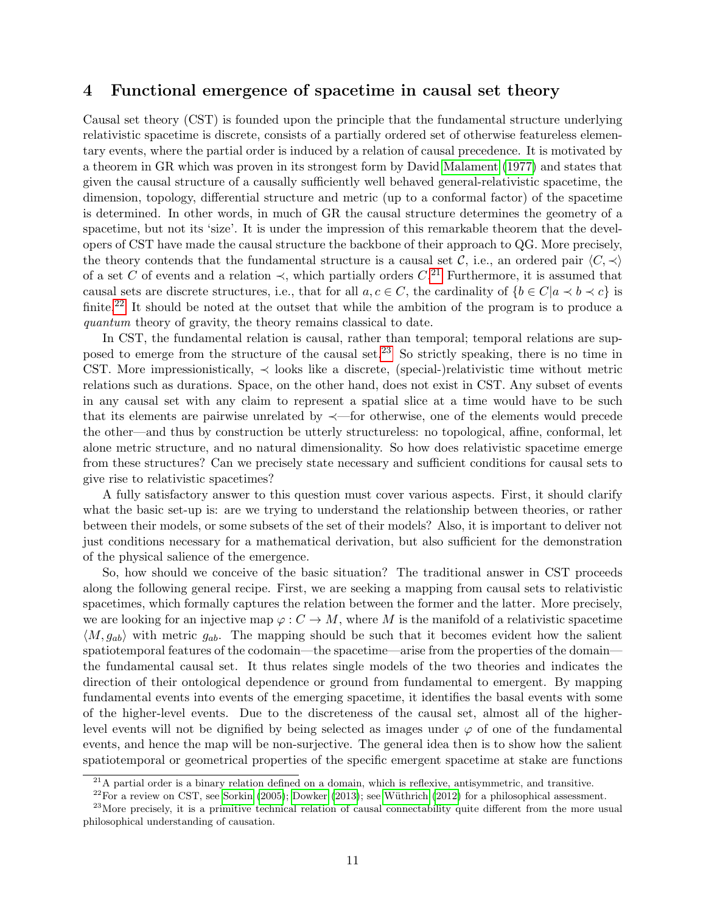## 4 Functional emergence of spacetime in causal set theory

Causal set theory (CST) is founded upon the principle that the fundamental structure underlying relativistic spacetime is discrete, consists of a partially ordered set of otherwise featureless elementary events, where the partial order is induced by a relation of causal precedence. It is motivated by a theorem in GR which was proven in its strongest form by David Malament (1977) and states that given the causal structure of a causally sufficiently well behaved general-relativistic spacetime, the dimension, topology, differential structure and metric (up to a conformal factor) of the spacetime is determined. In other words, in much of GR the causal structure determines the geometry of a spacetime, but not its 'size'. It is under the impression of this remarkable theorem that the developers of CST have made the causal structure the backbone of their approach to QG. More precisely, the theory contends that the fundamental structure is a causal set $\mathcal{C}$, i.e., an ordered pair $\langle C, \prec \rangle$ of a set $C$ of events and a relation $\prec$, which partially orders $C$.[21] Furthermore, it is assumed that causal sets are discrete structures, i.e., that for all $a, c \in C$, the cardinality of $\{b \in C | a \prec b \prec c\}$ is finite.[22] It should be noted at the outset that while the ambition of the program is to produce a *quantum* theory of gravity, the theory remains classical to date.

In CST, the fundamental relation is causal, rather than temporal; temporal relations are supposed to emerge from the structure of the causal set.[23] So strictly speaking, there is no time in CST. More impressionistically, $\prec$ looks like a discrete, (special-)relativistic time without metric relations such as durations. Space, on the other hand, does not exist in CST. Any subset of events in any causal set with any claim to represent a spatial slice at a time would have to be such that its elements are pairwise unrelated by $\prec$—for otherwise, one of the elements would precede the other—and thus by construction be utterly structureless: no topological, affine, conformal, let alone metric structure, and no natural dimensionality. So how does relativistic spacetime emerge from these structures? Can we precisely state necessary and sufficient conditions for causal sets to give rise to relativistic spacetimes?

A fully satisfactory answer to this question must cover various aspects. First, it should clarify what the basic set-up is: are we trying to understand the relationship between theories, or rather between their models, or some subsets of the set of their models? Also, it is important to deliver not just conditions necessary for a mathematical derivation, but also sufficient for the demonstration of the physical salience of the emergence.

So, how should we conceive of the basic situation? The traditional answer in CST proceeds along the following general recipe. First, we are seeking a mapping from causal sets to relativistic spacetimes, which formally captures the relation between the former and the latter. More precisely, we are looking for an injective map $\varphi : C \to M$, where $M$ is the manifold of a relativistic spacetime $\langle M, g_{ab} \rangle$ with metric $g_{ab}$. The mapping should be such that it becomes evident how the salient spatiotemporal features of the codomain—the spacetime—arise from the properties of the domain—the fundamental causal set. It thus relates single models of the two theories and indicates the direction of their ontological dependence or ground from fundamental to emergent. By mapping fundamental events into events of the emerging spacetime, it identifies the basal events with some of the higher-level events. Due to the discreteness of the causal set, almost all of the higher-level events will not be dignified by being selected as images under $\varphi$ of one of the fundamental events, and hence the map will be non-surjective. The general idea then is to show how the salient spatiotemporal or geometrical properties of the specific emergent spacetime at stake are functions

[21] A partial order is a binary relation defined on a domain, which is reflexive, antisymmetric, and transitive.

[22] For a review on CST, see Sorkin (2005); Dowker (2013); see Wüthrich (2012) for a philosophical assessment.

[23] More precisely, it is a primitive technical relation of causal connectability quite different from the more usual philosophical understanding of causation.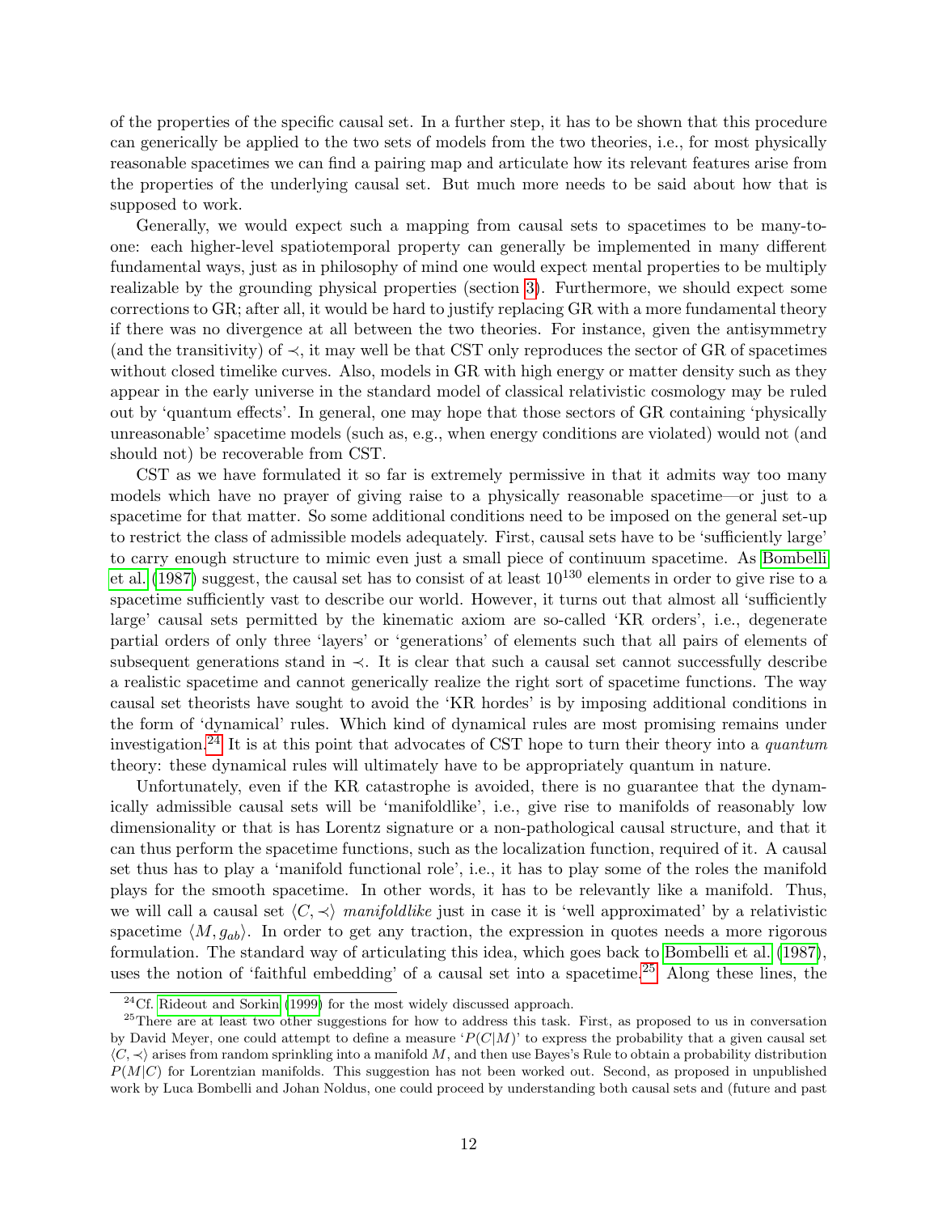of the properties of the specific causal set. In a further step, it has to be shown that this procedure can generically be applied to the two sets of models from the two theories, i.e., for most physically reasonable spacetimes we can find a pairing map and articulate how its relevant features arise from the properties of the underlying causal set. But much more needs to be said about how that is supposed to work.

Generally, we would expect such a mapping from causal sets to spacetimes to be many-to-one: each higher-level spatiotemporal property can generally be implemented in many different fundamental ways, just as in philosophy of mind one would expect mental properties to be multiply realizable by the grounding physical properties (section 3). Furthermore, we should expect some corrections to GR; after all, it would be hard to justify replacing GR with a more fundamental theory if there was no divergence at all between the two theories. For instance, given the antisymmetry (and the transitivity) of $\prec$, it may well be that CST only reproduces the sector of GR of spacetimes without closed timelike curves. Also, models in GR with high energy or matter density such as they appear in the early universe in the standard model of classical relativistic cosmology may be ruled out by 'quantum effects'. In general, one may hope that those sectors of GR containing 'physically unreasonable' spacetime models (such as, e.g., when energy conditions are violated) would not (and should not) be recoverable from CST.

CST as we have formulated it so far is extremely permissive in that it admits way too many models which have no prayer of giving raise to a physically reasonable spacetime—or just to a spacetime for that matter. So some additional conditions need to be imposed on the general set-up to restrict the class of admissible models adequately. First, causal sets have to be 'sufficiently large' to carry enough structure to mimic even just a small piece of continuum spacetime. As Bombelli et al. (1987) suggest, the causal set has to consist of at least $10^{130}$ elements in order to give rise to a spacetime sufficiently vast to describe our world. However, it turns out that almost all 'sufficiently large' causal sets permitted by the kinematic axiom are so-called 'KR orders', i.e., degenerate partial orders of only three 'layers' or 'generations' of elements such that all pairs of elements of subsequent generations stand in $\prec$. It is clear that such a causal set cannot successfully describe a realistic spacetime and cannot generically realize the right sort of spacetime functions. The way causal set theorists have sought to avoid the 'KR hordes' is by imposing additional conditions in the form of 'dynamical' rules. Which kind of dynamical rules are most promising remains under investigation.[24] It is at this point that advocates of CST hope to turn their theory into a *quantum* theory: these dynamical rules will ultimately have to be appropriately quantum in nature.

Unfortunately, even if the KR catastrophe is avoided, there is no guarantee that the dynamically admissible causal sets will be 'manifoldlike', i.e., give rise to manifolds of reasonably low dimensionality or that is has Lorentz signature or a non-pathological causal structure, and that it can thus perform the spacetime functions, such as the localization function, required of it. A causal set thus has to play a 'manifold functional role', i.e., it has to play some of the roles the manifold plays for the smooth spacetime. In other words, it has to be relevantly like a manifold. Thus, we will call a causal set $\langle C, \prec \rangle$ *manifoldlike* just in case it is 'well approximated' by a relativistic spacetime $\langle M, g_{ab} \rangle$. In order to get any traction, the expression in quotes needs a more rigorous formulation. The standard way of articulating this idea, which goes back to Bombelli et al. (1987), uses the notion of 'faithful embedding' of a causal set into a spacetime.[25] Along these lines, the

[24] Cf. Rideout and Sorkin (1999) for the most widely discussed approach.

[25] There are at least two other suggestions for how to address this task. First, as proposed to us in conversation by David Meyer, one could attempt to define a measure '$P(C|M)$' to express the probability that a given causal set $\langle C, \prec \rangle$ arises from random sprinkling into a manifold $M$, and then use Bayes's Rule to obtain a probability distribution $P(M|C)$ for Lorentzian manifolds. This suggestion has not been worked out. Second, as proposed in unpublished work by Luca Bombelli and Johan Noldus, one could proceed by understanding both causal sets and (future and past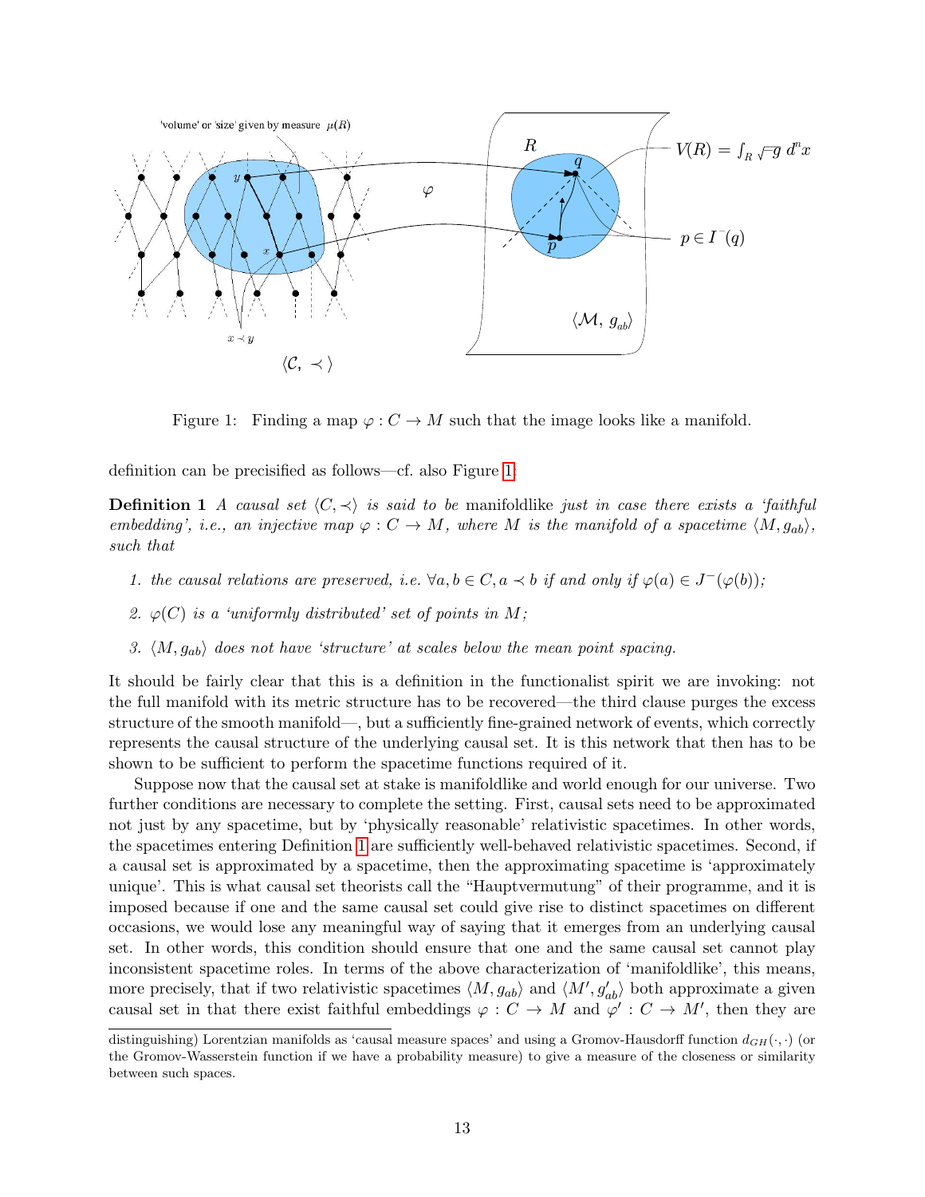Figure 1: Finding a map $\varphi : C \to M$ such that the image looks like a manifold.

definition can be precisified as follows—cf. also Figure 1:

**Definition 1** *A causal set $\langle C, \prec \rangle$ is said to be* manifoldlike *just in case there exists a 'faithful embedding', i.e., an injective map $\varphi : C \to M$, where $M$ is the manifold of a spacetime $\langle M, g_{ab} \rangle$, such that*

1. *the causal relations are preserved, i.e. $\forall a, b \in C, a \prec b$ if and only if $\varphi(a) \in J^-(\varphi(b))$;*
2. *$\varphi(C)$ is a 'uniformly distributed' set of points in $M$;*
3. *$\langle M, g_{ab} \rangle$ does not have 'structure' at scales below the mean point spacing.*

It should be fairly clear that this is a definition in the functionalist spirit we are invoking: not the full manifold with its metric structure has to be recovered—the third clause purges the excess structure of the smooth manifold—, but a sufficiently fine-grained network of events, which correctly represents the causal structure of the underlying causal set. It is this network that then has to be shown to be sufficient to perform the spacetime functions required of it.

Suppose now that the causal set at stake is manifoldlike and world enough for our universe. Two further conditions are necessary to complete the setting. First, causal sets need to be approximated not just by any spacetime, but by 'physically reasonable' relativistic spacetimes. In other words, the spacetimes entering Definition 1 are sufficiently well-behaved relativistic spacetimes. Second, if a causal set is approximated by a spacetime, then the approximating spacetime is 'approximately unique'. This is what causal set theorists call the "Hauptvermutung" of their programme, and it is imposed because if one and the same causal set could give rise to distinct spacetimes on different occasions, we would lose any meaningful way of saying that it emerges from an underlying causal set. In other words, this condition should ensure that one and the same causal set cannot play inconsistent spacetime roles. In terms of the above characterization of 'manifoldlike', this means, more precisely, that if two relativistic spacetimes $\langle M, g_{ab} \rangle$ and $\langle M', g'_{ab} \rangle$ both approximate a given causal set in that there exist faithful embeddings $\varphi : C \to M$ and $\varphi' : C \to M'$, then they are

distinguishing) Lorentzian manifolds as 'causal measure spaces' and using a Gromov-Hausdorff function $d_{GH}(\cdot, \cdot)$ (or the Gromov-Wasserstein function if we have a probability measure) to give a measure of the closeness or similarity between such spaces.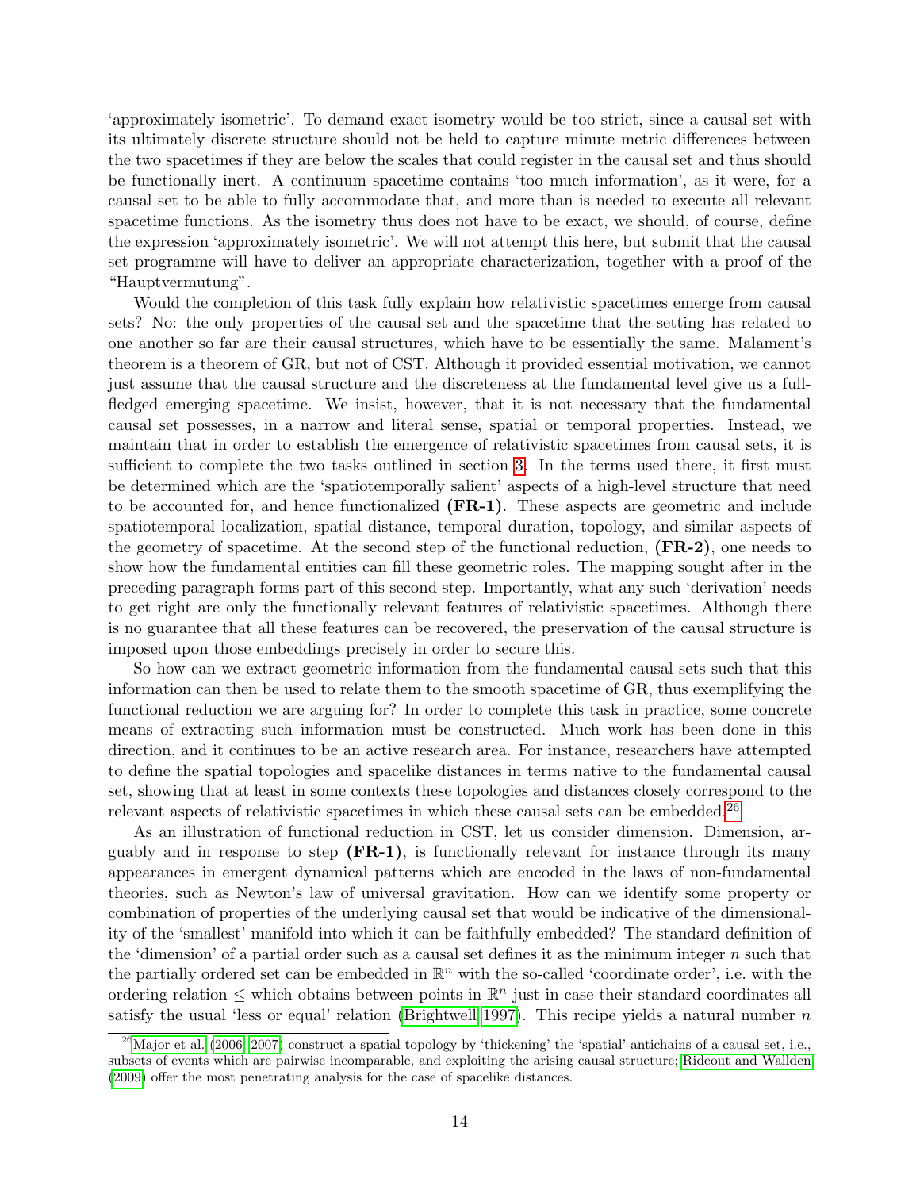'approximately isometric'. To demand exact isometry would be too strict, since a causal set with its ultimately discrete structure should not be held to capture minute metric differences between the two spacetimes if they are below the scales that could register in the causal set and thus should be functionally inert. A continuum spacetime contains 'too much information', as it were, for a causal set to be able to fully accommodate that, and more than is needed to execute all relevant spacetime functions. As the isometry thus does not have to be exact, we should, of course, define the expression 'approximately isometric'. We will not attempt this here, but submit that the causal set programme will have to deliver an appropriate characterization, together with a proof of the "Hauptvermutung".

Would the completion of this task fully explain how relativistic spacetimes emerge from causal sets? No: the only properties of the causal set and the spacetime that the setting has related to one another so far are their causal structures, which have to be essentially the same. Malament's theorem is a theorem of GR, but not of CST. Although it provided essential motivation, we cannot just assume that the causal structure and the discreteness at the fundamental level give us a full-fledged emerging spacetime. We insist, however, that it is not necessary that the fundamental causal set possesses, in a narrow and literal sense, spatial or temporal properties. Instead, we maintain that in order to establish the emergence of relativistic spacetimes from causal sets, it is sufficient to complete the two tasks outlined in section 3. In the terms used there, it first must be determined which are the 'spatiotemporally salient' aspects of a high-level structure that need to be accounted for, and hence functionalized **(FR-1)**. These aspects are geometric and include spatiotemporal localization, spatial distance, temporal duration, topology, and similar aspects of the geometry of spacetime. At the second step of the functional reduction, **(FR-2)**, one needs to show how the fundamental entities can fill these geometric roles. The mapping sought after in the preceding paragraph forms part of this second step. Importantly, what any such 'derivation' needs to get right are only the functionally relevant features of relativistic spacetimes. Although there is no guarantee that all these features can be recovered, the preservation of the causal structure is imposed upon those embeddings precisely in order to secure this.

So how can we extract geometric information from the fundamental causal sets such that this information can then be used to relate them to the smooth spacetime of GR, thus exemplifying the functional reduction we are arguing for? In order to complete this task in practice, some concrete means of extracting such information must be constructed. Much work has been done in this direction, and it continues to be an active research area. For instance, researchers have attempted to define the spatial topologies and spacelike distances in terms native to the fundamental causal set, showing that at least in some contexts these topologies and distances closely correspond to the relevant aspects of relativistic spacetimes in which these causal sets can be embedded.[26]

As an illustration of functional reduction in CST, let us consider dimension. Dimension, arguably and in response to step **(FR-1)**, is functionally relevant for instance through its many appearances in emergent dynamical patterns which are encoded in the laws of non-fundamental theories, such as Newton's law of universal gravitation. How can we identify some property or combination of properties of the underlying causal set that would be indicative of the dimensionality of the 'smallest' manifold into which it can be faithfully embedded? The standard definition of the 'dimension' of a partial order such as a causal set defines it as the minimum integer $n$ such that the partially ordered set can be embedded in $\mathbb{R}^n$ with the so-called 'coordinate order', i.e. with the ordering relation $\leq$ which obtains between points in $\mathbb{R}^n$ just in case their standard coordinates all satisfy the usual 'less or equal' relation (Brightwell 1997). This recipe yields a natural number $n$

[26] Major et al. (2006, 2007) construct a spatial topology by 'thickening' the 'spatial' antichains of a causal set, i.e., subsets of events which are pairwise incomparable, and exploiting the arising causal structure; Rideout and Wallden (2009) offer the most penetrating analysis for the case of spacelike distances.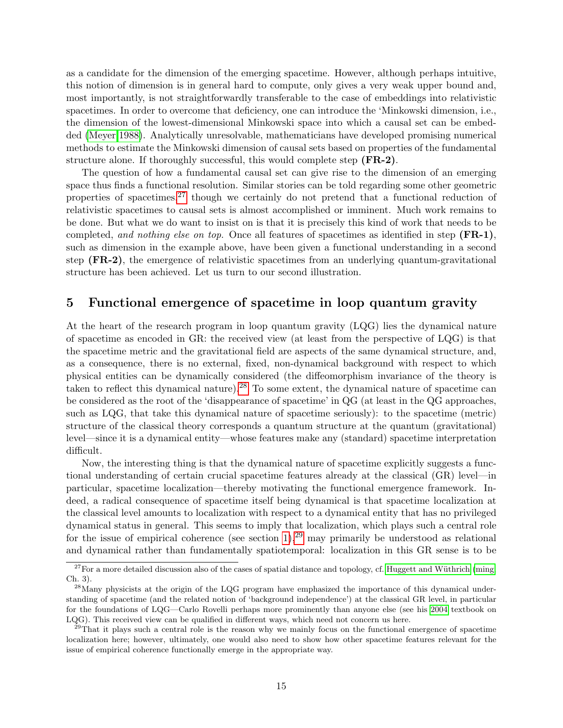as a candidate for the dimension of the emerging spacetime. However, although perhaps intuitive, this notion of dimension is in general hard to compute, only gives a very weak upper bound and, most importantly, is not straightforwardly transferable to the case of embeddings into relativistic spacetimes. In order to overcome that deficiency, one can introduce the 'Minkowski dimension, i.e., the dimension of the lowest-dimensional Minkowski space into which a causal set can be embedded (Meyer 1988). Analytically unresolvable, mathematicians have developed promising numerical methods to estimate the Minkowski dimension of causal sets based on properties of the fundamental structure alone. If thoroughly successful, this would complete step **(FR-2)**.

The question of how a fundamental causal set can give rise to the dimension of an emerging space thus finds a functional resolution. Similar stories can be told regarding some other geometric properties of spacetimes,[27] though we certainly do not pretend that a functional reduction of relativistic spacetimes to causal sets is almost accomplished or imminent. Much work remains to be done. But what we do want to insist on is that it is precisely this kind of work that needs to be completed, *and nothing else on top*. Once all features of spacetimes as identified in step **(FR-1)**, such as dimension in the example above, have been given a functional understanding in a second step **(FR-2)**, the emergence of relativistic spacetimes from an underlying quantum-gravitational structure has been achieved. Let us turn to our second illustration.

## 5 Functional emergence of spacetime in loop quantum gravity

At the heart of the research program in loop quantum gravity (LQG) lies the dynamical nature of spacetime as encoded in GR: the received view (at least from the perspective of LQG) is that the spacetime metric and the gravitational field are aspects of the same dynamical structure, and, as a consequence, there is no external, fixed, non-dynamical background with respect to which physical entities can be dynamically considered (the diffeomorphism invariance of the theory is taken to reflect this dynamical nature).[28] To some extent, the dynamical nature of spacetime can be considered as the root of the 'disappearance of spacetime' in QG (at least in the QG approaches, such as LQG, that take this dynamical nature of spacetime seriously): to the spacetime (metric) structure of the classical theory corresponds a quantum structure at the quantum (gravitational) level—since it is a dynamical entity—whose features make any (standard) spacetime interpretation difficult.

Now, the interesting thing is that the dynamical nature of spacetime explicitly suggests a functional understanding of certain crucial spacetime features already at the classical (GR) level—in particular, spacetime localization—thereby motivating the functional emergence framework. Indeed, a radical consequence of spacetime itself being dynamical is that spacetime localization at the classical level amounts to localization with respect to a dynamical entity that has no privileged dynamical status in general. This seems to imply that localization, which plays such a central role for the issue of empirical coherence (see section 1),[29] may primarily be understood as relational and dynamical rather than fundamentally spatiotemporal: localization in this GR sense is to be

[27] For a more detailed discussion also of the cases of spatial distance and topology, cf. Huggett and Wüthrich (ming, Ch. 3).

[28] Many physicists at the origin of the LQG program have emphasized the importance of this dynamical understanding of spacetime (and the related notion of 'background independence') at the classical GR level, in particular for the foundations of LQG—Carlo Rovelli perhaps more prominently than anyone else (see his 2004 textbook on LQG). This received view can be qualified in different ways, which need not concern us here.

[29] That it plays such a central role is the reason why we mainly focus on the functional emergence of spacetime localization here; however, ultimately, one would also need to show how other spacetime features relevant for the issue of empirical coherence functionally emerge in the appropriate way.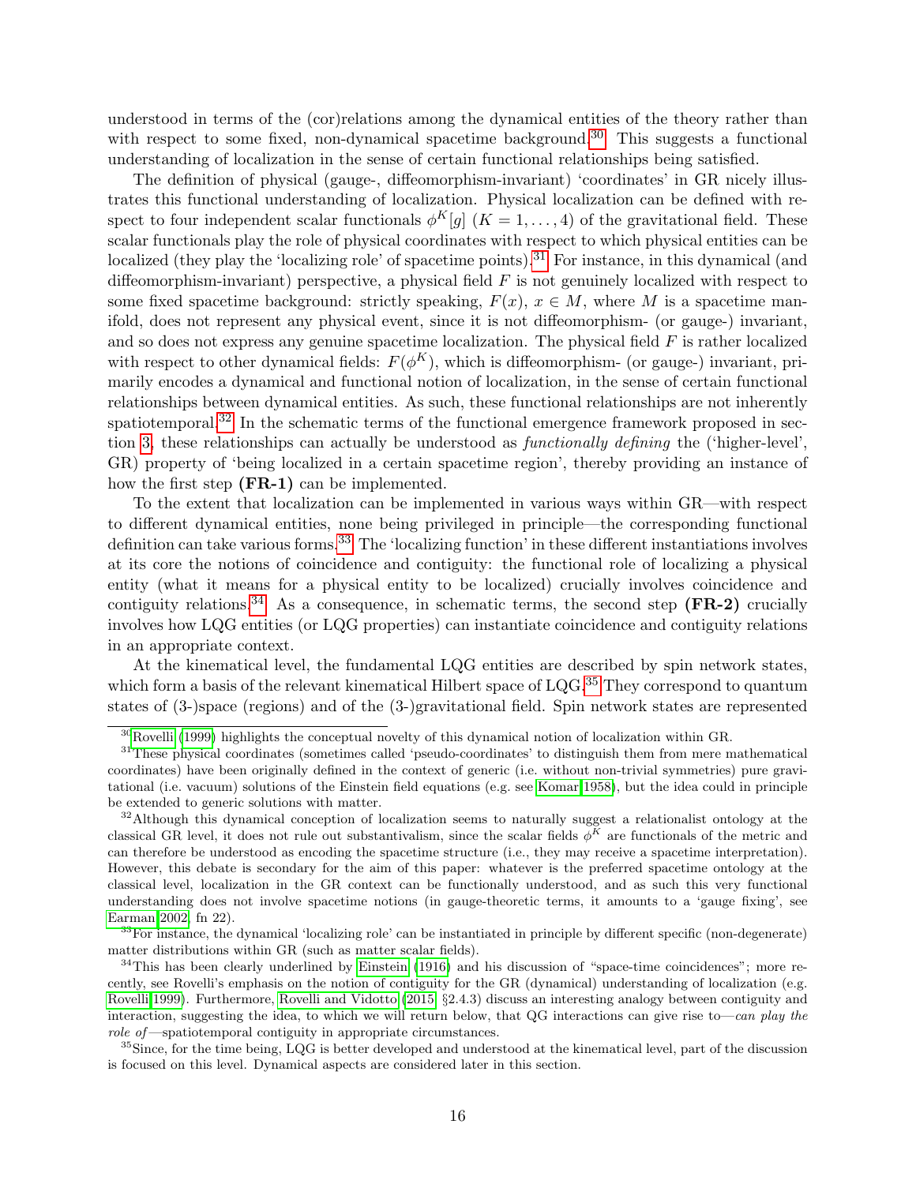understood in terms of the (cor)relations among the dynamical entities of the theory rather than with respect to some fixed, non-dynamical spacetime background.[30] This suggests a functional understanding of localization in the sense of certain functional relationships being satisfied.

The definition of physical (gauge-, diffeomorphism-invariant) 'coordinates' in GR nicely illustrates this functional understanding of localization. Physical localization can be defined with respect to four independent scalar functionals $\phi^K[g]$ $(K = 1, \ldots, 4)$ of the gravitational field. These scalar functionals play the role of physical coordinates with respect to which physical entities can be localized (they play the 'localizing role' of spacetime points).[31] For instance, in this dynamical (and diffeomorphism-invariant) perspective, a physical field $F$ is not genuinely localized with respect to some fixed spacetime background: strictly speaking, $F(x)$, $x \in M$, where $M$ is a spacetime manifold, does not represent any physical event, since it is not diffeomorphism- (or gauge-) invariant, and so does not express any genuine spacetime localization. The physical field $F$ is rather localized with respect to other dynamical fields: $F(\phi^K)$, which is diffeomorphism- (or gauge-) invariant, primarily encodes a dynamical and functional notion of localization, in the sense of certain functional relationships between dynamical entities. As such, these functional relationships are not inherently spatiotemporal.[32] In the schematic terms of the functional emergence framework proposed in section 3, these relationships can actually be understood as *functionally defining* the ('higher-level', GR) property of 'being localized in a certain spacetime region', thereby providing an instance of how the first step **(FR-1)** can be implemented.

To the extent that localization can be implemented in various ways within GR—with respect to different dynamical entities, none being privileged in principle—the corresponding functional definition can take various forms.[33] The 'localizing function' in these different instantiations involves at its core the notions of coincidence and contiguity: the functional role of localizing a physical entity (what it means for a physical entity to be localized) crucially involves coincidence and contiguity relations.[34] As a consequence, in schematic terms, the second step **(FR-2)** crucially involves how LQG entities (or LQG properties) can instantiate coincidence and contiguity relations in an appropriate context.

At the kinematical level, the fundamental LQG entities are described by spin network states, which form a basis of the relevant kinematical Hilbert space of LQG.[35] They correspond to quantum states of (3-)space (regions) and of the (3-)gravitational field. Spin network states are represented

---

[30] Rovelli (1999) highlights the conceptual novelty of this dynamical notion of localization within GR.

[31] These physical coordinates (sometimes called 'pseudo-coordinates' to distinguish them from mere mathematical coordinates) have been originally defined in the context of generic (i.e. without non-trivial symmetries) pure gravitational (i.e. vacuum) solutions of the Einstein field equations (e.g. see Komar 1958), but the idea could in principle be extended to generic solutions with matter.

[32] Although this dynamical conception of localization seems to naturally suggest a relationalist ontology at the classical GR level, it does not rule out substantivalism, since the scalar fields $\phi^K$ are functionals of the metric and can therefore be understood as encoding the spacetime structure (i.e., they may receive a spacetime interpretation). However, this debate is secondary for the aim of this paper: whatever is the preferred spacetime ontology at the classical level, localization in the GR context can be functionally understood, and as such this very functional understanding does not involve spacetime notions (in gauge-theoretic terms, it amounts to a 'gauge fixing', see Earman 2002, fn 22).

[33] For instance, the dynamical 'localizing role' can be instantiated in principle by different specific (non-degenerate) matter distributions within GR (such as matter scalar fields).

[34] This has been clearly underlined by Einstein (1916) and his discussion of "space-time coincidences"; more recently, see Rovelli's emphasis on the notion of contiguity for the GR (dynamical) understanding of localization (e.g. Rovelli 1999). Furthermore, Rovelli and Vidotto (2015, §2.4.3) discuss an interesting analogy between contiguity and interaction, suggesting the idea, to which we will return below, that QG interactions can give rise to—*can play the role of*—spatiotemporal contiguity in appropriate circumstances.

[35] Since, for the time being, LQG is better developed and understood at the kinematical level, part of the discussion is focused on this level. Dynamical aspects are considered later in this section.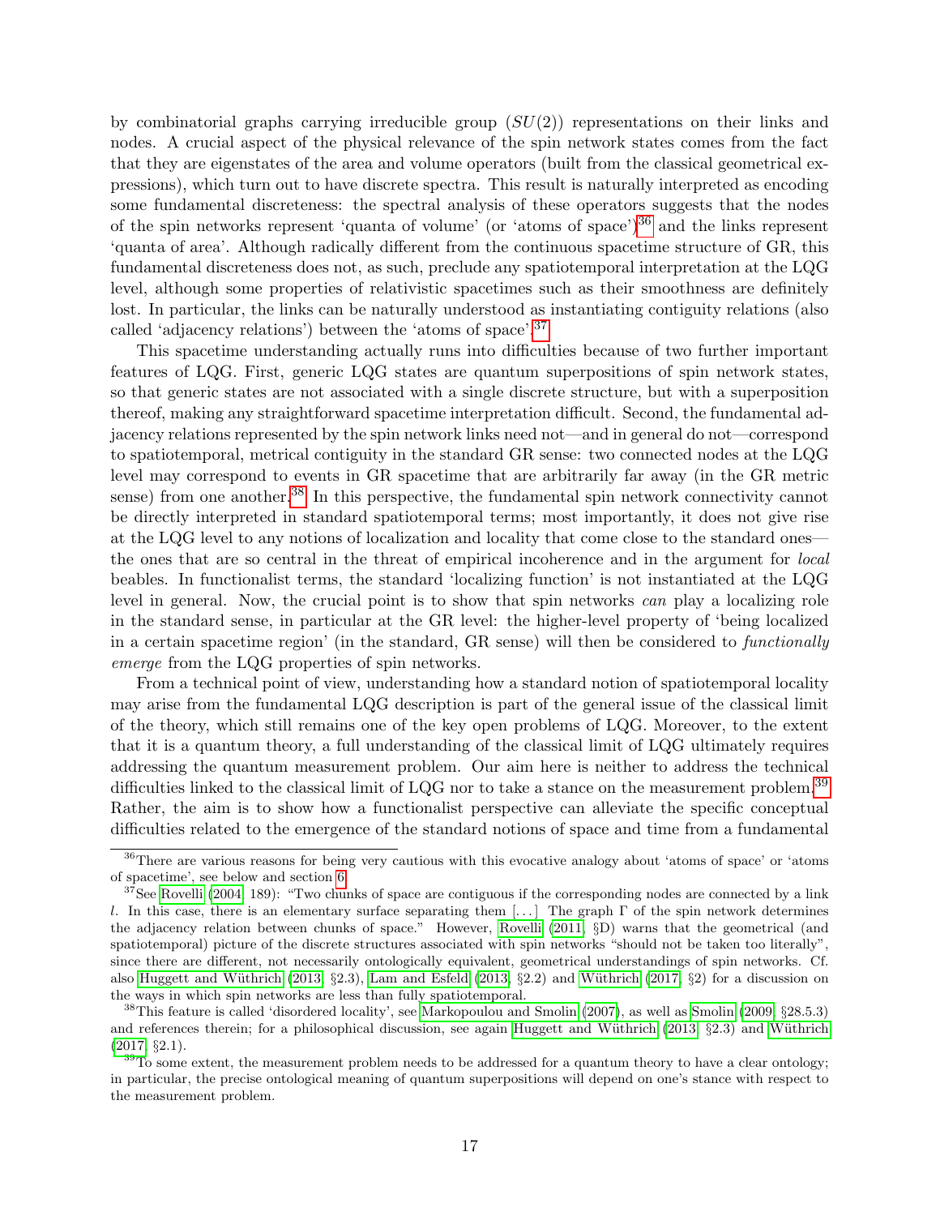by combinatorial graphs carrying irreducible group ($SU(2)$) representations on their links and nodes. A crucial aspect of the physical relevance of the spin network states comes from the fact that they are eigenstates of the area and volume operators (built from the classical geometrical expressions), which turn out to have discrete spectra. This result is naturally interpreted as encoding some fundamental discreteness: the spectral analysis of these operators suggests that the nodes of the spin networks represent 'quanta of volume' (or 'atoms of space')[36] and the links represent 'quanta of area'. Although radically different from the continuous spacetime structure of GR, this fundamental discreteness does not, as such, preclude any spatiotemporal interpretation at the LQG level, although some properties of relativistic spacetimes such as their smoothness are definitely lost. In particular, the links can be naturally understood as instantiating contiguity relations (also called 'adjacency relations') between the 'atoms of space'.[37]

This spacetime understanding actually runs into difficulties because of two further important features of LQG. First, generic LQG states are quantum superpositions of spin network states, so that generic states are not associated with a single discrete structure, but with a superposition thereof, making any straightforward spacetime interpretation difficult. Second, the fundamental adjacency relations represented by the spin network links need not—and in general do not—correspond to spatiotemporal, metrical contiguity in the standard GR sense: two connected nodes at the LQG level may correspond to events in GR spacetime that are arbitrarily far away (in the GR metric sense) from one another.[38] In this perspective, the fundamental spin network connectivity cannot be directly interpreted in standard spatiotemporal terms; most importantly, it does not give rise at the LQG level to any notions of localization and locality that come close to the standard ones—the ones that are so central in the threat of empirical incoherence and in the argument for *local* beables. In functionalist terms, the standard 'localizing function' is not instantiated at the LQG level in general. Now, the crucial point is to show that spin networks *can* play a localizing role in the standard sense, in particular at the GR level: the higher-level property of 'being localized in a certain spacetime region' (in the standard, GR sense) will then be considered to *functionally emerge* from the LQG properties of spin networks.

From a technical point of view, understanding how a standard notion of spatiotemporal locality may arise from the fundamental LQG description is part of the general issue of the classical limit of the theory, which still remains one of the key open problems of LQG. Moreover, to the extent that it is a quantum theory, a full understanding of the classical limit of LQG ultimately requires addressing the quantum measurement problem. Our aim here is neither to address the technical difficulties linked to the classical limit of LQG nor to take a stance on the measurement problem.[39] Rather, the aim is to show how a functionalist perspective can alleviate the specific conceptual difficulties related to the emergence of the standard notions of space and time from a fundamental

---

[36] There are various reasons for being very cautious with this evocative analogy about 'atoms of space' or 'atoms of spacetime', see below and section 6.

[37] See Rovelli (2004, 189): "Two chunks of space are contiguous if the corresponding nodes are connected by a link $l$. In this case, there is an elementary surface separating them [...] The graph $\Gamma$ of the spin network determines the adjacency relation between chunks of space." However, Rovelli (2011, §D) warns that the geometrical (and spatiotemporal) picture of the discrete structures associated with spin networks "should not be taken too literally", since there are different, not necessarily ontologically equivalent, geometrical understandings of spin networks. Cf. also Huggett and Wüthrich (2013, §2.3), Lam and Esfeld (2013, §2.2) and Wüthrich (2017, §2) for a discussion on the ways in which spin networks are less than fully spatiotemporal.

[38] This feature is called 'disordered locality', see Markopoulou and Smolin (2007), as well as Smolin (2009, §28.5.3) and references therein; for a philosophical discussion, see again Huggett and Wüthrich (2013, §2.3) and Wüthrich (2017, §2.1).

[39] To some extent, the measurement problem needs to be addressed for a quantum theory to have a clear ontology; in particular, the precise ontological meaning of quantum superpositions will depend on one's stance with respect to the measurement problem.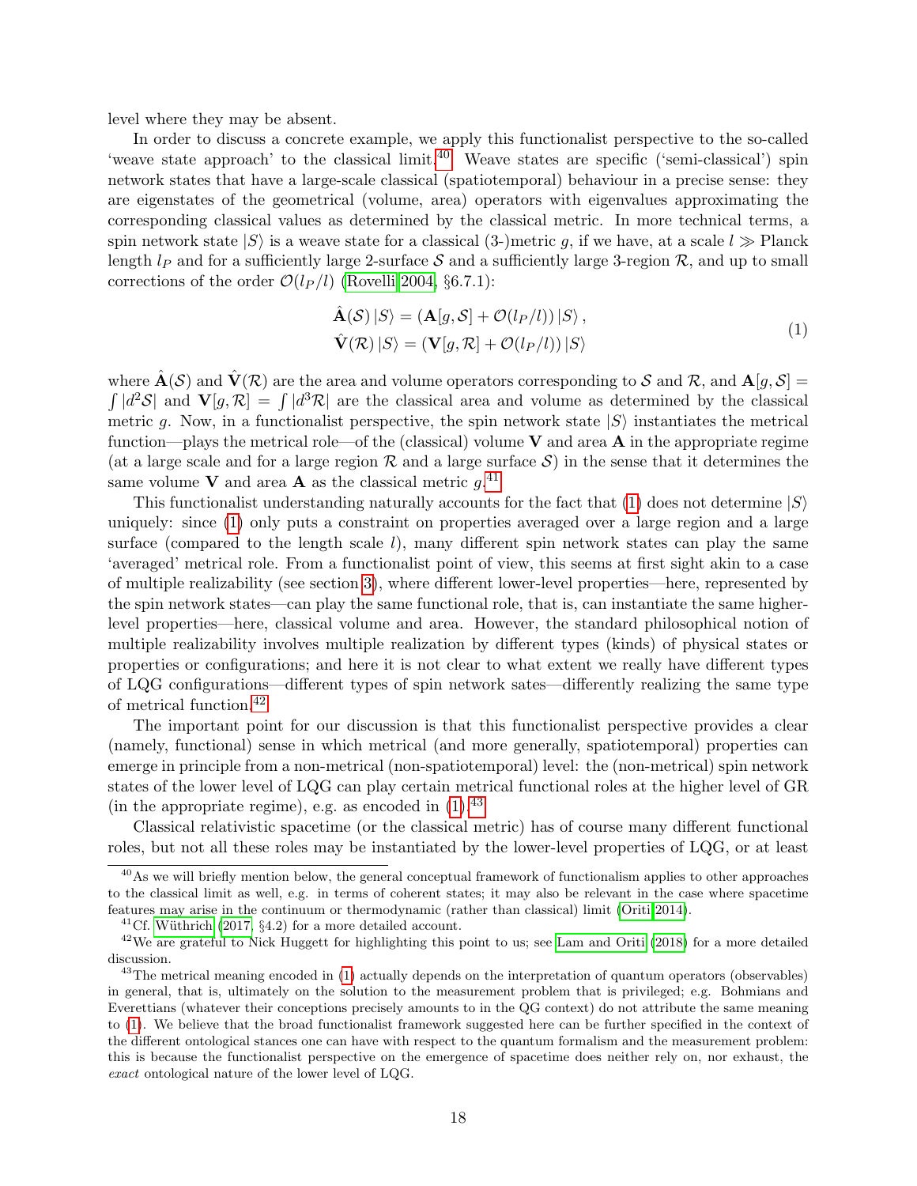level where they may be absent.

In order to discuss a concrete example, we apply this functionalist perspective to the so-called 'weave state approach' to the classical limit.[40] Weave states are specific ('semi-classical') spin network states that have a large-scale classical (spatiotemporal) behaviour in a precise sense: they are eigenstates of the geometrical (volume, area) operators with eigenvalues approximating the corresponding classical values as determined by the classical metric. In more technical terms, a spin network state $|S\rangle$ is a weave state for a classical (3-)metric $g$, if we have, at a scale $l \gg$ Planck length $l_P$ and for a sufficiently large 2-surface $\mathcal{S}$ and a sufficiently large 3-region $\mathcal{R}$, and up to small corrections of the order $\mathcal{O}(l_P/l)$ (Rovelli 2004, §6.7.1):

$$
\begin{aligned}
\hat{\mathbf{A}}(\mathcal{S})\,|S\rangle &= (\mathbf{A}[g,\mathcal{S}] + \mathcal{O}(l_P/l))\,|S\rangle\,, \\
\hat{\mathbf{V}}(\mathcal{R})\,|S\rangle &= (\mathbf{V}[g,\mathcal{R}] + \mathcal{O}(l_P/l))\,|S\rangle
\end{aligned}
\tag{1}
$$

where $\hat{\mathbf{A}}(\mathcal{S})$ and $\hat{\mathbf{V}}(\mathcal{R})$ are the area and volume operators corresponding to $\mathcal{S}$ and $\mathcal{R}$, and $\mathbf{A}[g,\mathcal{S}] = \int |d^2\mathcal{S}|$ and $\mathbf{V}[g,\mathcal{R}] = \int |d^3\mathcal{R}|$ are the classical area and volume as determined by the classical metric $g$. Now, in a functionalist perspective, the spin network state $|S\rangle$ instantiates the metrical function—plays the metrical role—of the (classical) volume $\mathbf{V}$ and area $\mathbf{A}$ in the appropriate regime (at a large scale and for a large region $\mathcal{R}$ and a large surface $\mathcal{S}$) in the sense that it determines the same volume $\mathbf{V}$ and area $\mathbf{A}$ as the classical metric $g$.[41]

This functionalist understanding naturally accounts for the fact that (1) does not determine $|S\rangle$ uniquely: since (1) only puts a constraint on properties averaged over a large region and a large surface (compared to the length scale $l$), many different spin network states can play the same 'averaged' metrical role. From a functionalist point of view, this seems at first sight akin to a case of multiple realizability (see section 3), where different lower-level properties—here, represented by the spin network states—can play the same functional role, that is, can instantiate the same higher-level properties—here, classical volume and area. However, the standard philosophical notion of multiple realizability involves multiple realization by different types (kinds) of physical states or properties or configurations; and here it is not clear to what extent we really have different types of LQG configurations—different types of spin network sates—differently realizing the same type of metrical function.[42]

The important point for our discussion is that this functionalist perspective provides a clear (namely, functional) sense in which metrical (and more generally, spatiotemporal) properties can emerge in principle from a non-metrical (non-spatiotemporal) level: the (non-metrical) spin network states of the lower level of LQG can play certain metrical functional roles at the higher level of GR (in the appropriate regime), e.g. as encoded in (1).[43]

Classical relativistic spacetime (or the classical metric) has of course many different functional roles, but not all these roles may be instantiated by the lower-level properties of LQG, or at least

---

[40] As we will briefly mention below, the general conceptual framework of functionalism applies to other approaches to the classical limit as well, e.g. in terms of coherent states; it may also be relevant in the case where spacetime features may arise in the continuum or thermodynamic (rather than classical) limit (Oriti 2014).

[41] Cf. Wüthrich (2017, §4.2) for a more detailed account.

[42] We are grateful to Nick Huggett for highlighting this point to us; see Lam and Oriti (2018) for a more detailed discussion.

[43] The metrical meaning encoded in (1) actually depends on the interpretation of quantum operators (observables) in general, that is, ultimately on the solution to the measurement problem that is privileged; e.g. Bohmians and Everettians (whatever their conceptions precisely amounts to in the QG context) do not attribute the same meaning to (1). We believe that the broad functionalist framework suggested here can be further specified in the context of the different ontological stances one can have with respect to the quantum formalism and the measurement problem: this is because the functionalist perspective on the emergence of spacetime does neither rely on, nor exhaust, the *exact* ontological nature of the lower level of LQG.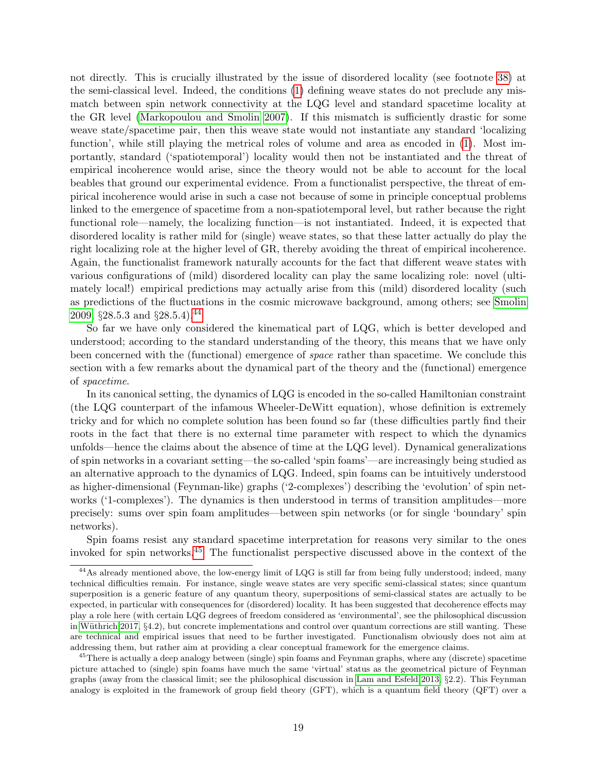not directly. This is crucially illustrated by the issue of disordered locality (see footnote 38) at the semi-classical level. Indeed, the conditions (1) defining weave states do not preclude any mismatch between spin network connectivity at the LQG level and standard spacetime locality at the GR level (Markopoulou and Smolin 2007). If this mismatch is sufficiently drastic for some weave state/spacetime pair, then this weave state would not instantiate any standard 'localizing function', while still playing the metrical roles of volume and area as encoded in (1). Most importantly, standard ('spatiotemporal') locality would then not be instantiated and the threat of empirical incoherence would arise, since the theory would not be able to account for the local beables that ground our experimental evidence. From a functionalist perspective, the threat of empirical incoherence would arise in such a case not because of some in principle conceptual problems linked to the emergence of spacetime from a non-spatiotemporal level, but rather because the right functional role—namely, the localizing function—is not instantiated. Indeed, it is expected that disordered locality is rather mild for (single) weave states, so that these latter actually do play the right localizing role at the higher level of GR, thereby avoiding the threat of empirical incoherence. Again, the functionalist framework naturally accounts for the fact that different weave states with various configurations of (mild) disordered locality can play the same localizing role: novel (ultimately local!) empirical predictions may actually arise from this (mild) disordered locality (such as predictions of the fluctuations in the cosmic microwave background, among others; see Smolin 2009, §28.5.3 and §28.5.4).[44]

So far we have only considered the kinematical part of LQG, which is better developed and understood; according to the standard understanding of the theory, this means that we have only been concerned with the (functional) emergence of *space* rather than spacetime. We conclude this section with a few remarks about the dynamical part of the theory and the (functional) emergence of *spacetime*.

In its canonical setting, the dynamics of LQG is encoded in the so-called Hamiltonian constraint (the LQG counterpart of the infamous Wheeler-DeWitt equation), whose definition is extremely tricky and for which no complete solution has been found so far (these difficulties partly find their roots in the fact that there is no external time parameter with respect to which the dynamics unfolds—hence the claims about the absence of time at the LQG level). Dynamical generalizations of spin networks in a covariant setting—the so-called 'spin foams'—are increasingly being studied as an alternative approach to the dynamics of LQG. Indeed, spin foams can be intuitively understood as higher-dimensional (Feynman-like) graphs ('2-complexes') describing the 'evolution' of spin networks ('1-complexes'). The dynamics is then understood in terms of transition amplitudes—more precisely: sums over spin foam amplitudes—between spin networks (or for single 'boundary' spin networks).

Spin foams resist any standard spacetime interpretation for reasons very similar to the ones invoked for spin networks.[45] The functionalist perspective discussed above in the context of the

---

[44] As already mentioned above, the low-energy limit of LQG is still far from being fully understood; indeed, many technical difficulties remain. For instance, single weave states are very specific semi-classical states; since quantum superposition is a generic feature of any quantum theory, superpositions of semi-classical states are actually to be expected, in particular with consequences for (disordered) locality. It has been suggested that decoherence effects may play a role here (with certain LQG degrees of freedom considered as 'environmental', see the philosophical discussion in Wüthrich 2017, §4.2), but concrete implementations and control over quantum corrections are still wanting. These are technical and empirical issues that need to be further investigated. Functionalism obviously does not aim at addressing them, but rather aim at providing a clear conceptual framework for the emergence claims.

[45] There is actually a deep analogy between (single) spin foams and Feynman graphs, where any (discrete) spacetime picture attached to (single) spin foams have much the same 'virtual' status as the geometrical picture of Feynman graphs (away from the classical limit; see the philosophical discussion in Lam and Esfeld 2013, §2.2). This Feynman analogy is exploited in the framework of group field theory (GFT), which is a quantum field theory (QFT) over a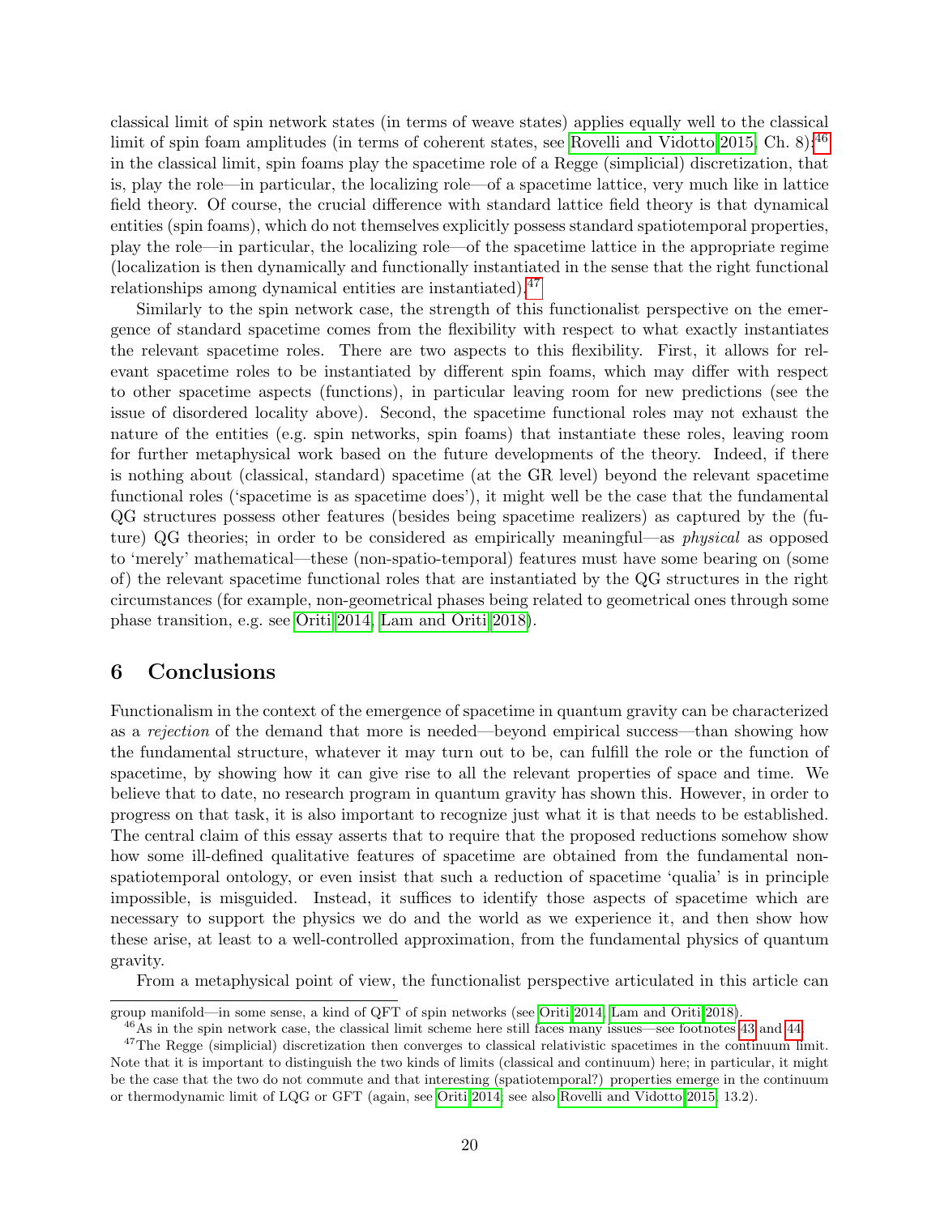classical limit of spin network states (in terms of weave states) applies equally well to the classical limit of spin foam amplitudes (in terms of coherent states, see Rovelli and Vidotto 2015, Ch. 8):[46] in the classical limit, spin foams play the spacetime role of a Regge (simplicial) discretization, that is, play the role—in particular, the localizing role—of a spacetime lattice, very much like in lattice field theory. Of course, the crucial difference with standard lattice field theory is that dynamical entities (spin foams), which do not themselves explicitly possess standard spatiotemporal properties, play the role—in particular, the localizing role—of the spacetime lattice in the appropriate regime (localization is then dynamically and functionally instantiated in the sense that the right functional relationships among dynamical entities are instantiated).[47]

Similarly to the spin network case, the strength of this functionalist perspective on the emergence of standard spacetime comes from the flexibility with respect to what exactly instantiates the relevant spacetime roles. There are two aspects to this flexibility. First, it allows for relevant spacetime roles to be instantiated by different spin foams, which may differ with respect to other spacetime aspects (functions), in particular leaving room for new predictions (see the issue of disordered locality above). Second, the spacetime functional roles may not exhaust the nature of the entities (e.g. spin networks, spin foams) that instantiate these roles, leaving room for further metaphysical work based on the future developments of the theory. Indeed, if there is nothing about (classical, standard) spacetime (at the GR level) beyond the relevant spacetime functional roles ('spacetime is as spacetime does'), it might well be the case that the fundamental QG structures possess other features (besides being spacetime realizers) as captured by the (future) QG theories; in order to be considered as empirically meaningful—as *physical* as opposed to 'merely' mathematical—these (non-spatio-temporal) features must have some bearing on (some of) the relevant spacetime functional roles that are instantiated by the QG structures in the right circumstances (for example, non-geometrical phases being related to geometrical ones through some phase transition, e.g. see Oriti 2014, Lam and Oriti 2018).

## 6 Conclusions

Functionalism in the context of the emergence of spacetime in quantum gravity can be characterized as a *rejection* of the demand that more is needed—beyond empirical success—than showing how the fundamental structure, whatever it may turn out to be, can fulfill the role or the function of spacetime, by showing how it can give rise to all the relevant properties of space and time. We believe that to date, no research program in quantum gravity has shown this. However, in order to progress on that task, it is also important to recognize just what it is that needs to be established. The central claim of this essay asserts that to require that the proposed reductions somehow show how some ill-defined qualitative features of spacetime are obtained from the fundamental non-spatiotemporal ontology, or even insist that such a reduction of spacetime 'qualia' is in principle impossible, is misguided. Instead, it suffices to identify those aspects of spacetime which are necessary to support the physics we do and the world as we experience it, and then show how these arise, at least to a well-controlled approximation, from the fundamental physics of quantum gravity.

From a metaphysical point of view, the functionalist perspective articulated in this article can

---

group manifold—in some sense, a kind of QFT of spin networks (see Oriti 2014, Lam and Oriti 2018).

[46] As in the spin network case, the classical limit scheme here still faces many issues—see footnotes 43 and 44.

[47] The Regge (simplicial) discretization then converges to classical relativistic spacetimes in the continuum limit. Note that it is important to distinguish the two kinds of limits (classical and continuum) here; in particular, it might be the case that the two do not commute and that interesting (spatiotemporal?) properties emerge in the continuum or thermodynamic limit of LQG or GFT (again, see Oriti 2014; see also Rovelli and Vidotto 2015, 13.2).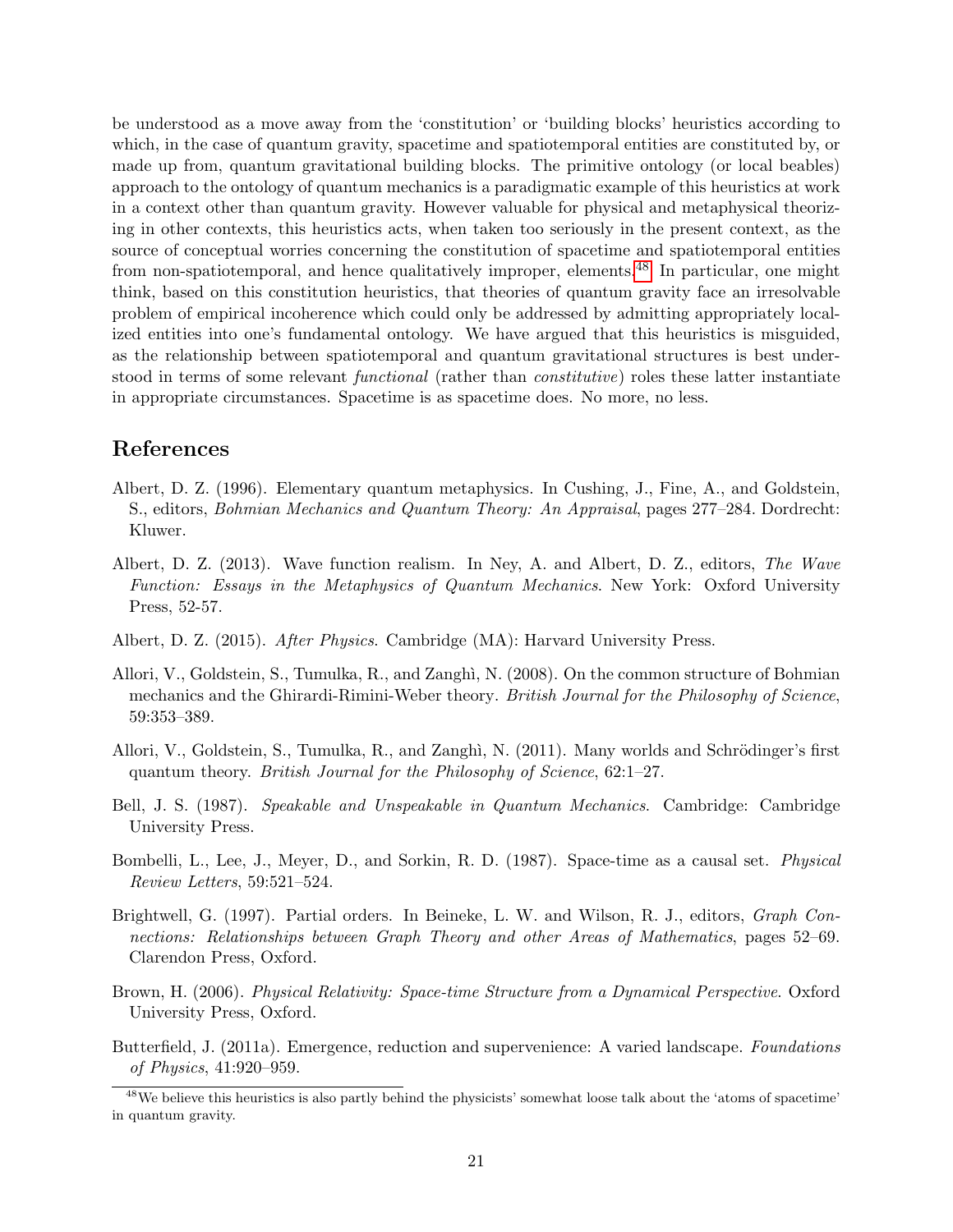be understood as a move away from the 'constitution' or 'building blocks' heuristics according to which, in the case of quantum gravity, spacetime and spatiotemporal entities are constituted by, or made up from, quantum gravitational building blocks. The primitive ontology (or local beables) approach to the ontology of quantum mechanics is a paradigmatic example of this heuristics at work in a context other than quantum gravity. However valuable for physical and metaphysical theorizing in other contexts, this heuristics acts, when taken too seriously in the present context, as the source of conceptual worries concerning the constitution of spacetime and spatiotemporal entities from non-spatiotemporal, and hence qualitatively improper, elements.[48] In particular, one might think, based on this constitution heuristics, that theories of quantum gravity face an irresolvable problem of empirical incoherence which could only be addressed by admitting appropriately localized entities into one's fundamental ontology. We have argued that this heuristics is misguided, as the relationship between spatiotemporal and quantum gravitational structures is best understood in terms of some relevant *functional* (rather than *constitutive*) roles these latter instantiate in appropriate circumstances. Spacetime is as spacetime does. No more, no less.

## References

Albert, D. Z. (1996). Elementary quantum metaphysics. In Cushing, J., Fine, A., and Goldstein, S., editors, *Bohmian Mechanics and Quantum Theory: An Appraisal*, pages 277–284. Dordrecht: Kluwer.

Albert, D. Z. (2013). Wave function realism. In Ney, A. and Albert, D. Z., editors, *The Wave Function: Essays in the Metaphysics of Quantum Mechanics*. New York: Oxford University Press, 52-57.

Albert, D. Z. (2015). *After Physics*. Cambridge (MA): Harvard University Press.

Allori, V., Goldstein, S., Tumulka, R., and Zanghì, N. (2008). On the common structure of Bohmian mechanics and the Ghirardi-Rimini-Weber theory. *British Journal for the Philosophy of Science*, 59:353–389.

Allori, V., Goldstein, S., Tumulka, R., and Zanghì, N. (2011). Many worlds and Schrödinger's first quantum theory. *British Journal for the Philosophy of Science*, 62:1–27.

Bell, J. S. (1987). *Speakable and Unspeakable in Quantum Mechanics*. Cambridge: Cambridge University Press.

Bombelli, L., Lee, J., Meyer, D., and Sorkin, R. D. (1987). Space-time as a causal set. *Physical Review Letters*, 59:521–524.

Brightwell, G. (1997). Partial orders. In Beineke, L. W. and Wilson, R. J., editors, *Graph Connections: Relationships between Graph Theory and other Areas of Mathematics*, pages 52–69. Clarendon Press, Oxford.

Brown, H. (2006). *Physical Relativity: Space-time Structure from a Dynamical Perspective*. Oxford University Press, Oxford.

Butterfield, J. (2011a). Emergence, reduction and supervenience: A varied landscape. *Foundations of Physics*, 41:920–959.

[48] We believe this heuristics is also partly behind the physicists' somewhat loose talk about the 'atoms of spacetime' in quantum gravity.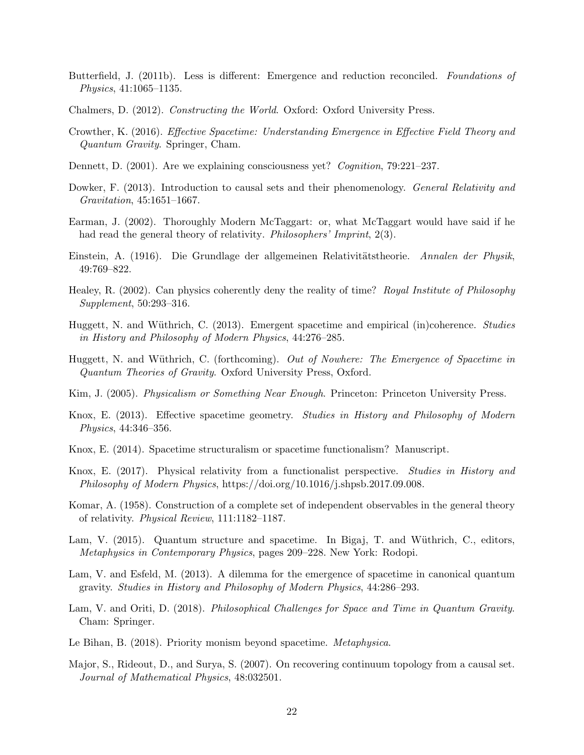Butterfield, J. (2011b). Less is different: Emergence and reduction reconciled. *Foundations of Physics*, 41:1065–1135.

Chalmers, D. (2012). *Constructing the World*. Oxford: Oxford University Press.

Crowther, K. (2016). *Effective Spacetime: Understanding Emergence in Effective Field Theory and Quantum Gravity*. Springer, Cham.

Dennett, D. (2001). Are we explaining consciousness yet? *Cognition*, 79:221–237.

Dowker, F. (2013). Introduction to causal sets and their phenomenology. *General Relativity and Gravitation*, 45:1651–1667.

Earman, J. (2002). Thoroughly Modern McTaggart: or, what McTaggart would have said if he had read the general theory of relativity. *Philosophers' Imprint*, 2(3).

Einstein, A. (1916). Die Grundlage der allgemeinen Relativitätstheorie. *Annalen der Physik*, 49:769–822.

Healey, R. (2002). Can physics coherently deny the reality of time? *Royal Institute of Philosophy Supplement*, 50:293–316.

Huggett, N. and Wüthrich, C. (2013). Emergent spacetime and empirical (in)coherence. *Studies in History and Philosophy of Modern Physics*, 44:276–285.

Huggett, N. and Wüthrich, C. (forthcoming). *Out of Nowhere: The Emergence of Spacetime in Quantum Theories of Gravity*. Oxford University Press, Oxford.

Kim, J. (2005). *Physicalism or Something Near Enough*. Princeton: Princeton University Press.

Knox, E. (2013). Effective spacetime geometry. *Studies in History and Philosophy of Modern Physics*, 44:346–356.

Knox, E. (2014). Spacetime structuralism or spacetime functionalism? Manuscript.

Knox, E. (2017). Physical relativity from a functionalist perspective. *Studies in History and Philosophy of Modern Physics*, https://doi.org/10.1016/j.shpsb.2017.09.008.

Komar, A. (1958). Construction of a complete set of independent observables in the general theory of relativity. *Physical Review*, 111:1182–1187.

Lam, V. (2015). Quantum structure and spacetime. In Bigaj, T. and Wüthrich, C., editors, *Metaphysics in Contemporary Physics*, pages 209–228. New York: Rodopi.

Lam, V. and Esfeld, M. (2013). A dilemma for the emergence of spacetime in canonical quantum gravity. *Studies in History and Philosophy of Modern Physics*, 44:286–293.

Lam, V. and Oriti, D. (2018). *Philosophical Challenges for Space and Time in Quantum Gravity*. Cham: Springer.

Le Bihan, B. (2018). Priority monism beyond spacetime. *Metaphysica*.

Major, S., Rideout, D., and Surya, S. (2007). On recovering continuum topology from a causal set. *Journal of Mathematical Physics*, 48:032501.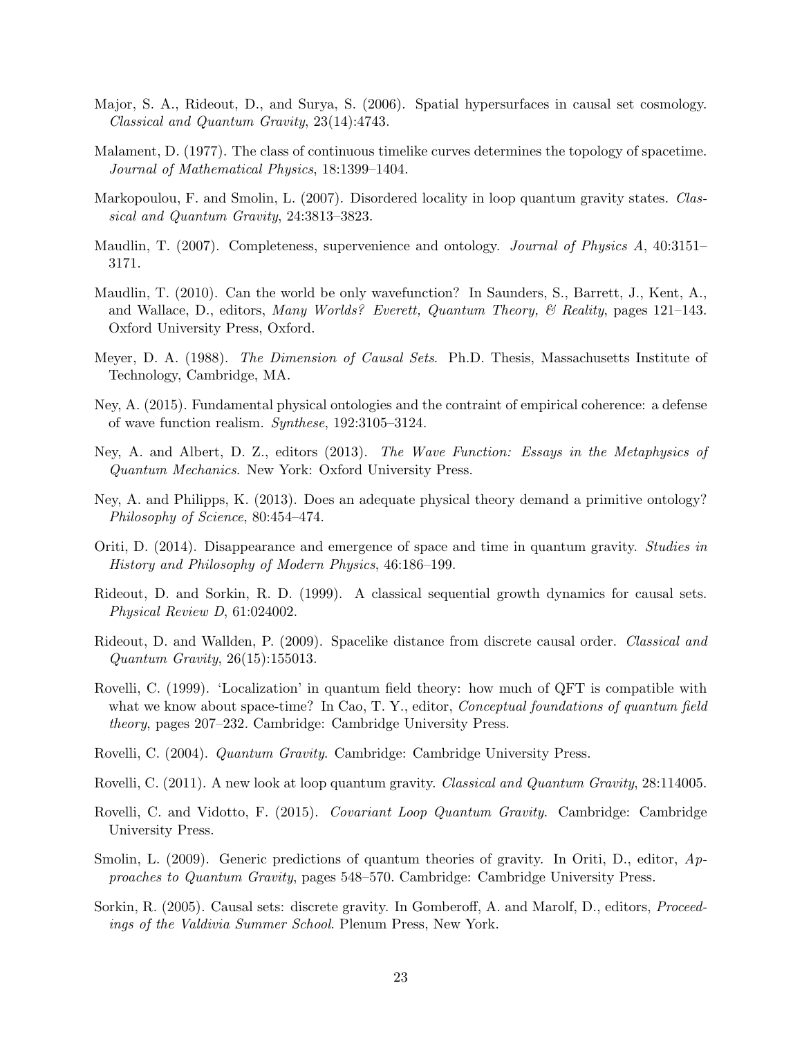Major, S. A., Rideout, D., and Surya, S. (2006). Spatial hypersurfaces in causal set cosmology. *Classical and Quantum Gravity*, 23(14):4743.

Malament, D. (1977). The class of continuous timelike curves determines the topology of spacetime. *Journal of Mathematical Physics*, 18:1399–1404.

Markopoulou, F. and Smolin, L. (2007). Disordered locality in loop quantum gravity states. *Classical and Quantum Gravity*, 24:3813–3823.

Maudlin, T. (2007). Completeness, supervenience and ontology. *Journal of Physics A*, 40:3151–3171.

Maudlin, T. (2010). Can the world be only wavefunction? In Saunders, S., Barrett, J., Kent, A., and Wallace, D., editors, *Many Worlds? Everett, Quantum Theory, & Reality*, pages 121–143. Oxford University Press, Oxford.

Meyer, D. A. (1988). *The Dimension of Causal Sets*. Ph.D. Thesis, Massachusetts Institute of Technology, Cambridge, MA.

Ney, A. (2015). Fundamental physical ontologies and the contraint of empirical coherence: a defense of wave function realism. *Synthese*, 192:3105–3124.

Ney, A. and Albert, D. Z., editors (2013). *The Wave Function: Essays in the Metaphysics of Quantum Mechanics*. New York: Oxford University Press.

Ney, A. and Philipps, K. (2013). Does an adequate physical theory demand a primitive ontology? *Philosophy of Science*, 80:454–474.

Oriti, D. (2014). Disappearance and emergence of space and time in quantum gravity. *Studies in History and Philosophy of Modern Physics*, 46:186–199.

Rideout, D. and Sorkin, R. D. (1999). A classical sequential growth dynamics for causal sets. *Physical Review D*, 61:024002.

Rideout, D. and Wallden, P. (2009). Spacelike distance from discrete causal order. *Classical and Quantum Gravity*, 26(15):155013.

Rovelli, C. (1999). 'Localization' in quantum field theory: how much of QFT is compatible with what we know about space-time? In Cao, T. Y., editor, *Conceptual foundations of quantum field theory*, pages 207–232. Cambridge: Cambridge University Press.

Rovelli, C. (2004). *Quantum Gravity*. Cambridge: Cambridge University Press.

Rovelli, C. (2011). A new look at loop quantum gravity. *Classical and Quantum Gravity*, 28:114005.

Rovelli, C. and Vidotto, F. (2015). *Covariant Loop Quantum Gravity*. Cambridge: Cambridge University Press.

Smolin, L. (2009). Generic predictions of quantum theories of gravity. In Oriti, D., editor, *Approaches to Quantum Gravity*, pages 548–570. Cambridge: Cambridge University Press.

Sorkin, R. (2005). Causal sets: discrete gravity. In Gomberoff, A. and Marolf, D., editors, *Proceedings of the Valdivia Summer School*. Plenum Press, New York.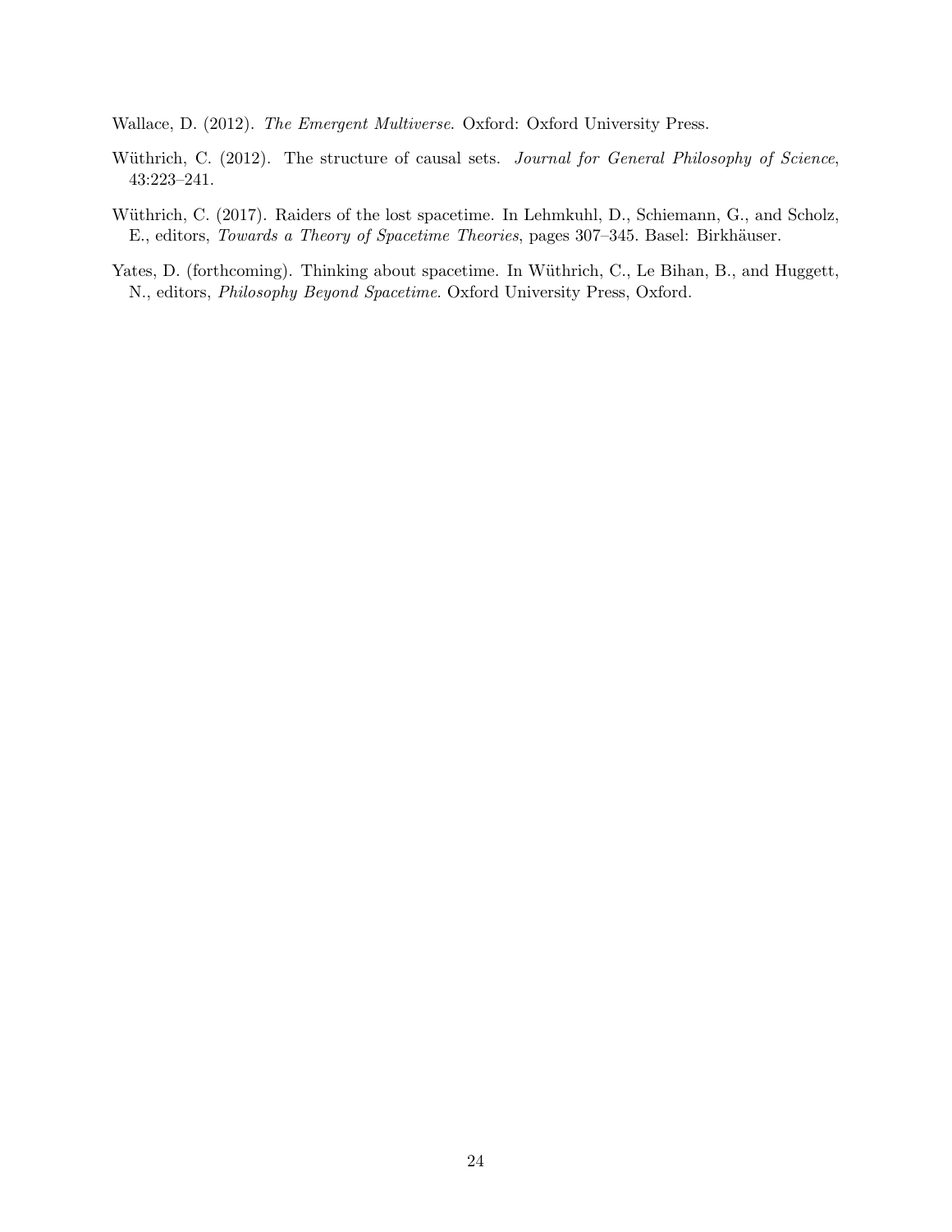Wallace, D. (2012). *The Emergent Multiverse*. Oxford: Oxford University Press.

Wüthrich, C. (2012). The structure of causal sets. *Journal for General Philosophy of Science*, 43:223–241.

Wüthrich, C. (2017). Raiders of the lost spacetime. In Lehmkuhl, D., Schiemann, G., and Scholz, E., editors, *Towards a Theory of Spacetime Theories*, pages 307–345. Basel: Birkhäuser.

Yates, D. (forthcoming). Thinking about spacetime. In Wüthrich, C., Le Bihan, B., and Huggett, N., editors, *Philosophy Beyond Spacetime*. Oxford University Press, Oxford.